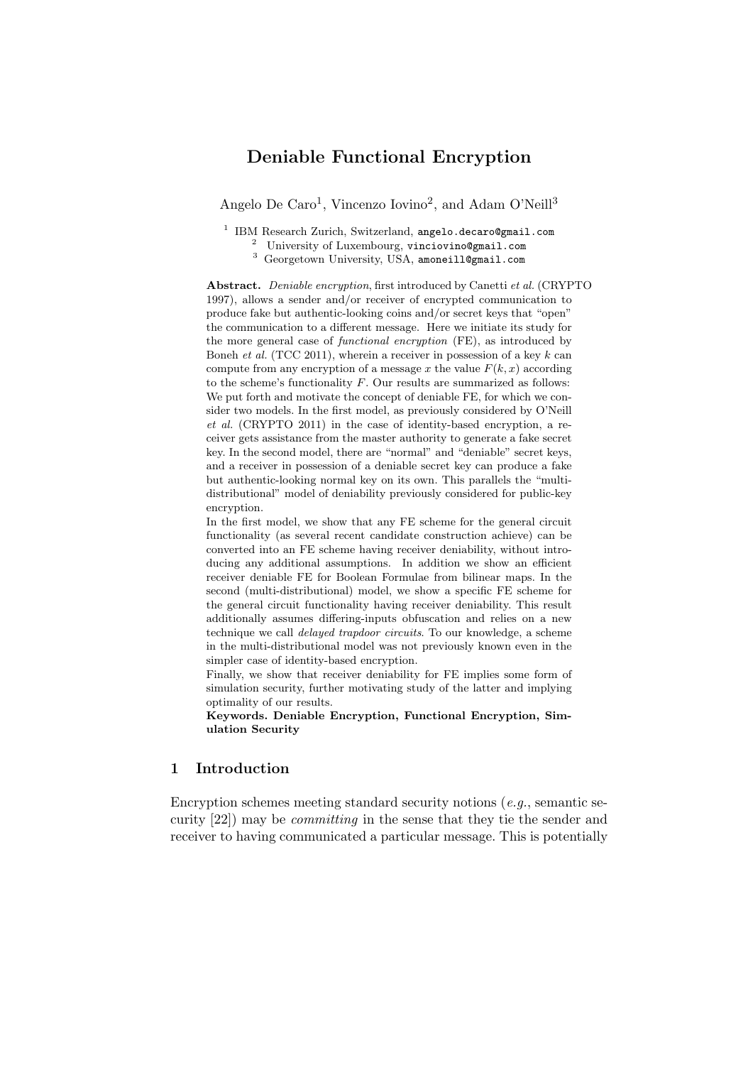# Deniable Functional Encryption

Angelo De Caro[1], Vincenzo Iovino[2], and Adam O'Neill[3]

[1] IBM Research Zurich, Switzerland, angelo.decaro@gmail.com
[2] University of Luxembourg, vinciovino@gmail.com
[3] Georgetown University, USA, amoneill@gmail.com

**Abstract.** *Deniable encryption*, first introduced by Canetti *et al.* (CRYPTO 1997), allows a sender and/or receiver of encrypted communication to produce fake but authentic-looking coins and/or secret keys that "open" the communication to a different message. Here we initiate its study for the more general case of *functional encryption* (FE), as introduced by Boneh *et al.* (TCC 2011), wherein a receiver in possession of a key $k$ can compute from any encryption of a message $x$ the value $F(k, x)$ according to the scheme's functionality $F$. Our results are summarized as follows: We put forth and motivate the concept of deniable FE, for which we consider two models. In the first model, as previously considered by O'Neill *et al.* (CRYPTO 2011) in the case of identity-based encryption, a receiver gets assistance from the master authority to generate a fake secret key. In the second model, there are "normal" and "deniable" secret keys, and a receiver in possession of a deniable secret key can produce a fake but authentic-looking normal key on its own. This parallels the "multi-distributional" model of deniability previously considered for public-key encryption.

In the first model, we show that any FE scheme for the general circuit functionality (as several recent candidate construction achieve) can be converted into an FE scheme having receiver deniability, without introducing any additional assumptions. In addition we show an efficient receiver deniable FE for Boolean Formulae from bilinear maps. In the second (multi-distributional) model, we show a specific FE scheme for the general circuit functionality having receiver deniability. This result additionally assumes differing-inputs obfuscation and relies on a new technique we call *delayed trapdoor circuits*. To our knowledge, a scheme in the multi-distributional model was not previously known even in the simpler case of identity-based encryption.

Finally, we show that receiver deniability for FE implies some form of simulation security, further motivating study of the latter and implying optimality of our results.

**Keywords. Deniable Encryption, Functional Encryption, Simulation Security**

## 1 Introduction

Encryption schemes meeting standard security notions (*e.g.*, semantic security [22]) may be *committing* in the sense that they tie the sender and receiver to having communicated a particular message. This is potentially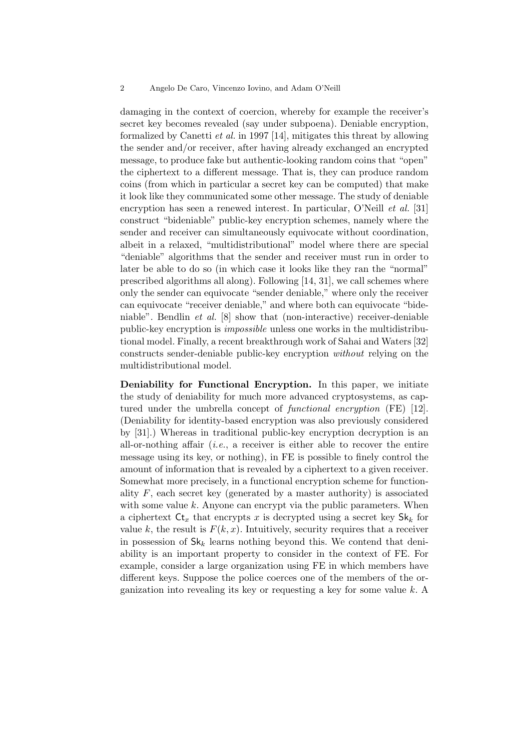damaging in the context of coercion, whereby for example the receiver's secret key becomes revealed (say under subpoena). Deniable encryption, formalized by Canetti *et al.* in 1997 [14], mitigates this threat by allowing the sender and/or receiver, after having already exchanged an encrypted message, to produce fake but authentic-looking random coins that "open" the ciphertext to a different message. That is, they can produce random coins (from which in particular a secret key can be computed) that make it look like they communicated some other message. The study of deniable encryption has seen a renewed interest. In particular, O'Neill *et al.* [31] construct "bideniable" public-key encryption schemes, namely where the sender and receiver can simultaneously equivocate without coordination, albeit in a relaxed, "multidistributional" model where there are special "deniable" algorithms that the sender and receiver must run in order to later be able to do so (in which case it looks like they ran the "normal" prescribed algorithms all along). Following [14, 31], we call schemes where only the sender can equivocate "sender deniable," where only the receiver can equivocate "receiver deniable," and where both can equivocate "bideniable". Bendlin *et al.* [8] show that (non-interactive) receiver-deniable public-key encryption is *impossible* unless one works in the multidistributional model. Finally, a recent breakthrough work of Sahai and Waters [32] constructs sender-deniable public-key encryption *without* relying on the multidistributional model.

**Deniability for Functional Encryption.** In this paper, we initiate the study of deniability for much more advanced cryptosystems, as captured under the umbrella concept of *functional encryption* (FE) [12]. (Deniability for identity-based encryption was also previously considered by [31].) Whereas in traditional public-key encryption decryption is an all-or-nothing affair (*i.e.*, a receiver is either able to recover the entire message using its key, or nothing), in FE is possible to finely control the amount of information that is revealed by a ciphertext to a given receiver. Somewhat more precisely, in a functional encryption scheme for functionality $F$, each secret key (generated by a master authority) is associated with some value $k$. Anyone can encrypt via the public parameters. When a ciphertext $\mathsf{Ct}_x$ that encrypts $x$ is decrypted using a secret key $\mathsf{Sk}_k$ for value $k$, the result is $F(k, x)$. Intuitively, security requires that a receiver in possession of $\mathsf{Sk}_k$ learns nothing beyond this. We contend that deniability is an important property to consider in the context of FE. For example, consider a large organization using FE in which members have different keys. Suppose the police coerces one of the members of the organization into revealing its key or requesting a key for some value $k$. A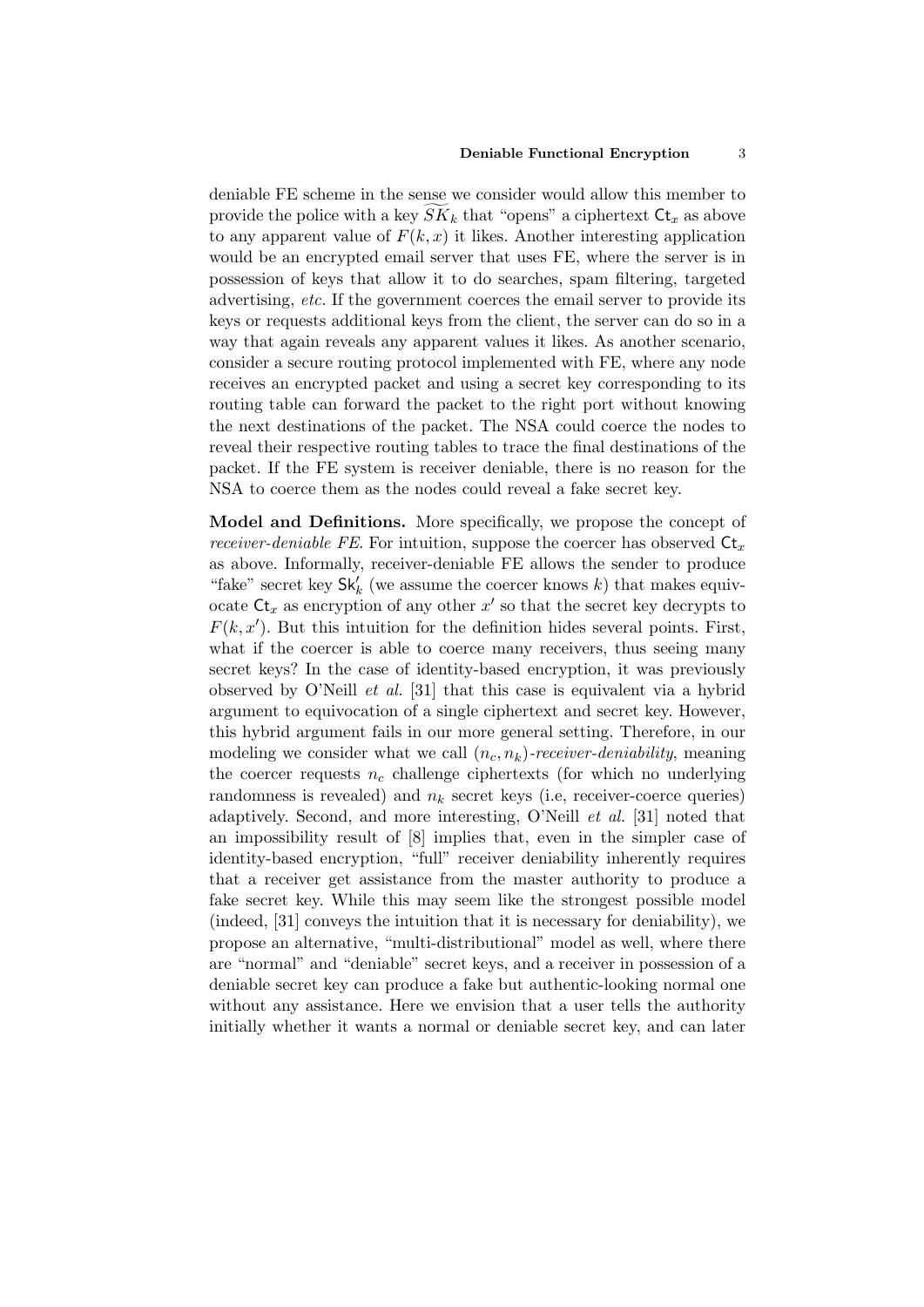deniable FE scheme in the sense we consider would allow this member to provide the police with a key $\widetilde{SK}_k$ that "opens" a ciphertext $\mathsf{Ct}_x$ as above to any apparent value of $F(k, x)$ it likes. Another interesting application would be an encrypted email server that uses FE, where the server is in possession of keys that allow it to do searches, spam filtering, targeted advertising, *etc.* If the government coerces the email server to provide its keys or requests additional keys from the client, the server can do so in a way that again reveals any apparent values it likes. As another scenario, consider a secure routing protocol implemented with FE, where any node receives an encrypted packet and using a secret key corresponding to its routing table can forward the packet to the right port without knowing the next destinations of the packet. The NSA could coerce the nodes to reveal their respective routing tables to trace the final destinations of the packet. If the FE system is receiver deniable, there is no reason for the NSA to coerce them as the nodes could reveal a fake secret key.

**Model and Definitions.** More specifically, we propose the concept of *receiver-deniable FE*. For intuition, suppose the coercer has observed $\mathsf{Ct}_x$ as above. Informally, receiver-deniable FE allows the sender to produce "fake" secret key $\mathsf{Sk}'_k$ (we assume the coercer knows $k$) that makes equivocate $\mathsf{Ct}_x$ as encryption of any other $x'$ so that the secret key decrypts to $F(k, x')$. But this intuition for the definition hides several points. First, what if the coercer is able to coerce many receivers, thus seeing many secret keys? In the case of identity-based encryption, it was previously observed by O'Neill *et al.* [31] that this case is equivalent via a hybrid argument to equivocation of a single ciphertext and secret key. However, this hybrid argument fails in our more general setting. Therefore, in our modeling we consider what we call $(n_c, n_k)$*-receiver-deniability*, meaning the coercer requests $n_c$ challenge ciphertexts (for which no underlying randomness is revealed) and $n_k$ secret keys (i.e, receiver-coerce queries) adaptively. Second, and more interesting, O'Neill *et al.* [31] noted that an impossibility result of [8] implies that, even in the simpler case of identity-based encryption, "full" receiver deniability inherently requires that a receiver get assistance from the master authority to produce a fake secret key. While this may seem like the strongest possible model (indeed, [31] conveys the intuition that it is necessary for deniability), we propose an alternative, "multi-distributional" model as well, where there are "normal" and "deniable" secret keys, and a receiver in possession of a deniable secret key can produce a fake but authentic-looking normal one without any assistance. Here we envision that a user tells the authority initially whether it wants a normal or deniable secret key, and can later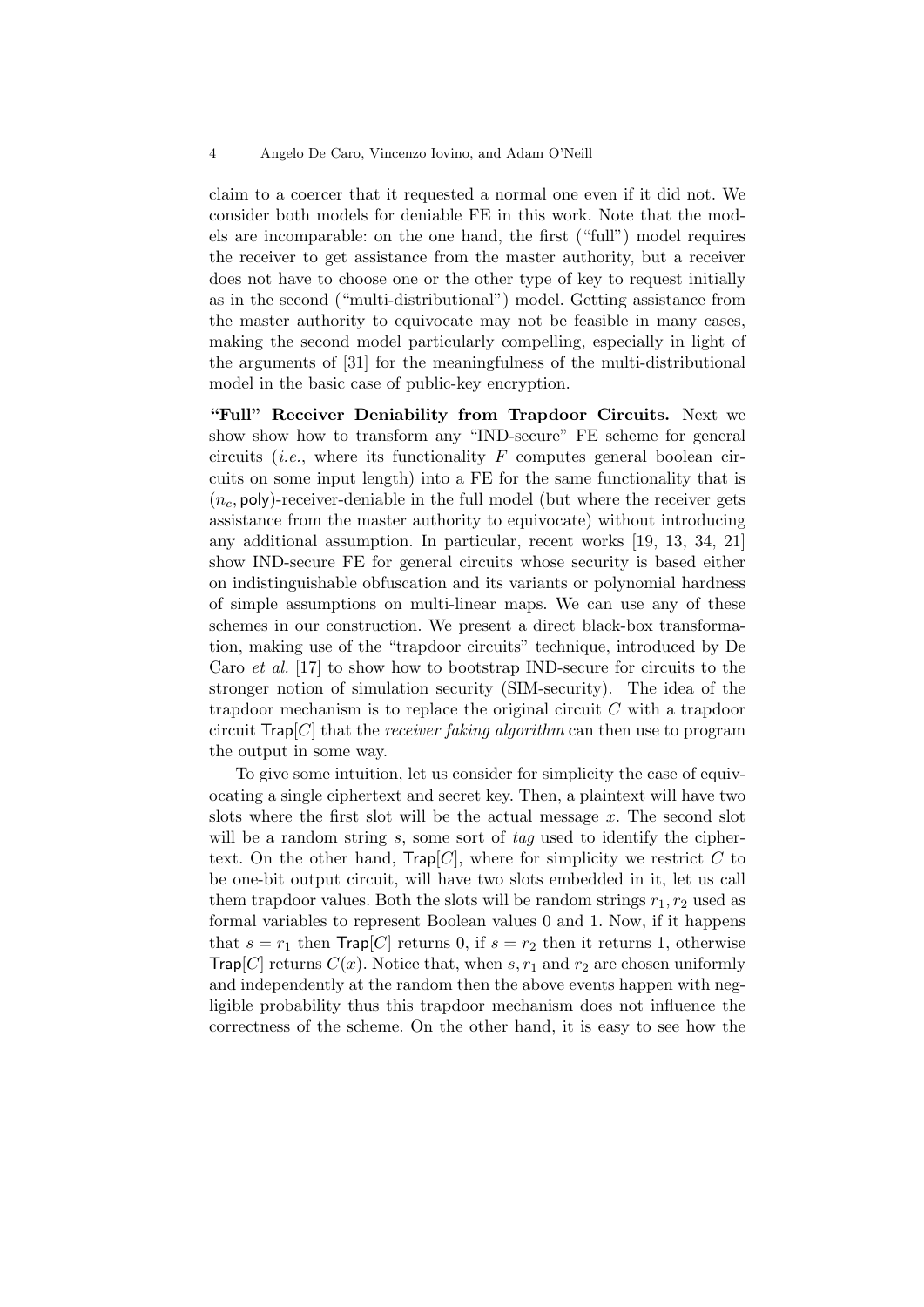claim to a coercer that it requested a normal one even if it did not. We consider both models for deniable FE in this work. Note that the models are incomparable: on the one hand, the first ("full") model requires the receiver to get assistance from the master authority, but a receiver does not have to choose one or the other type of key to request initially as in the second ("multi-distributional") model. Getting assistance from the master authority to equivocate may not be feasible in many cases, making the second model particularly compelling, especially in light of the arguments of [31] for the meaningfulness of the multi-distributional model in the basic case of public-key encryption.

**"Full" Receiver Deniability from Trapdoor Circuits.** Next we show show how to transform any "IND-secure" FE scheme for general circuits (*i.e.*, where its functionality $F$ computes general boolean circuits on some input length) into a FE for the same functionality that is $(n_c, \mathsf{poly})$-receiver-deniable in the full model (but where the receiver gets assistance from the master authority to equivocate) without introducing any additional assumption. In particular, recent works [19, 13, 34, 21] show IND-secure FE for general circuits whose security is based either on indistinguishable obfuscation and its variants or polynomial hardness of simple assumptions on multi-linear maps. We can use any of these schemes in our construction. We present a direct black-box transformation, making use of the "trapdoor circuits" technique, introduced by De Caro *et al.* [17] to show how to bootstrap IND-secure for circuits to the stronger notion of simulation security (SIM-security). The idea of the trapdoor mechanism is to replace the original circuit $C$ with a trapdoor circuit $\mathsf{Trap}[C]$ that the *receiver faking algorithm* can then use to program the output in some way.

To give some intuition, let us consider for simplicity the case of equivocating a single ciphertext and secret key. Then, a plaintext will have two slots where the first slot will be the actual message $x$. The second slot will be a random string $s$, some sort of *tag* used to identify the ciphertext. On the other hand, $\mathsf{Trap}[C]$, where for simplicity we restrict $C$ to be one-bit output circuit, will have two slots embedded in it, let us call them trapdoor values. Both the slots will be random strings $r_1, r_2$ used as formal variables to represent Boolean values 0 and 1. Now, if it happens that $s = r_1$ then $\mathsf{Trap}[C]$ returns 0, if $s = r_2$ then it returns 1, otherwise $\mathsf{Trap}[C]$ returns $C(x)$. Notice that, when $s, r_1$ and $r_2$ are chosen uniformly and independently at the random then the above events happen with negligible probability thus this trapdoor mechanism does not influence the correctness of the scheme. On the other hand, it is easy to see how the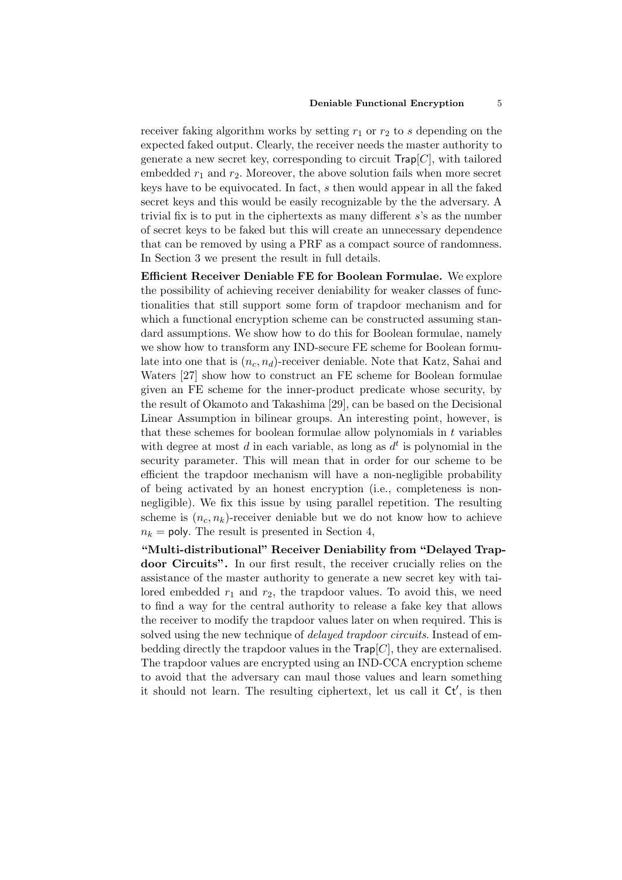receiver faking algorithm works by setting $r_1$ or $r_2$ to $s$ depending on the expected faked output. Clearly, the receiver needs the master authority to generate a new secret key, corresponding to circuit $\mathsf{Trap}[C]$, with tailored embedded $r_1$ and $r_2$. Moreover, the above solution fails when more secret keys have to be equivocated. In fact, $s$ then would appear in all the faked secret keys and this would be easily recognizable by the the adversary. A trivial fix is to put in the ciphertexts as many different $s$'s as the number of secret keys to be faked but this will create an unnecessary dependence that can be removed by using a PRF as a compact source of randomness. In Section 3 we present the result in full details.

**Efficient Receiver Deniable FE for Boolean Formulae.** We explore the possibility of achieving receiver deniability for weaker classes of functionalities that still support some form of trapdoor mechanism and for which a functional encryption scheme can be constructed assuming standard assumptions. We show how to do this for Boolean formulae, namely we show how to transform any IND-secure FE scheme for Boolean formulate into one that is $(n_c, n_d)$-receiver deniable. Note that Katz, Sahai and Waters [27] show how to construct an FE scheme for Boolean formulae given an FE scheme for the inner-product predicate whose security, by the result of Okamoto and Takashima [29], can be based on the Decisional Linear Assumption in bilinear groups. An interesting point, however, is that these schemes for boolean formulae allow polynomials in $t$ variables with degree at most $d$ in each variable, as long as $d^t$ is polynomial in the security parameter. This will mean that in order for our scheme to be efficient the trapdoor mechanism will have a non-negligible probability of being activated by an honest encryption (i.e., completeness is non-negligible). We fix this issue by using parallel repetition. The resulting scheme is $(n_c, n_k)$-receiver deniable but we do not know how to achieve $n_k = \mathsf{poly}$. The result is presented in Section 4,

**"Multi-distributional" Receiver Deniability from "Delayed Trapdoor Circuits".** In our first result, the receiver crucially relies on the assistance of the master authority to generate a new secret key with tailored embedded $r_1$ and $r_2$, the trapdoor values. To avoid this, we need to find a way for the central authority to release a fake key that allows the receiver to modify the trapdoor values later on when required. This is solved using the new technique of *delayed trapdoor circuits*. Instead of embedding directly the trapdoor values in the $\mathsf{Trap}[C]$, they are externalised. The trapdoor values are encrypted using an IND-CCA encryption scheme to avoid that the adversary can maul those values and learn something it should not learn. The resulting ciphertext, let us call it $\mathsf{Ct}'$, is then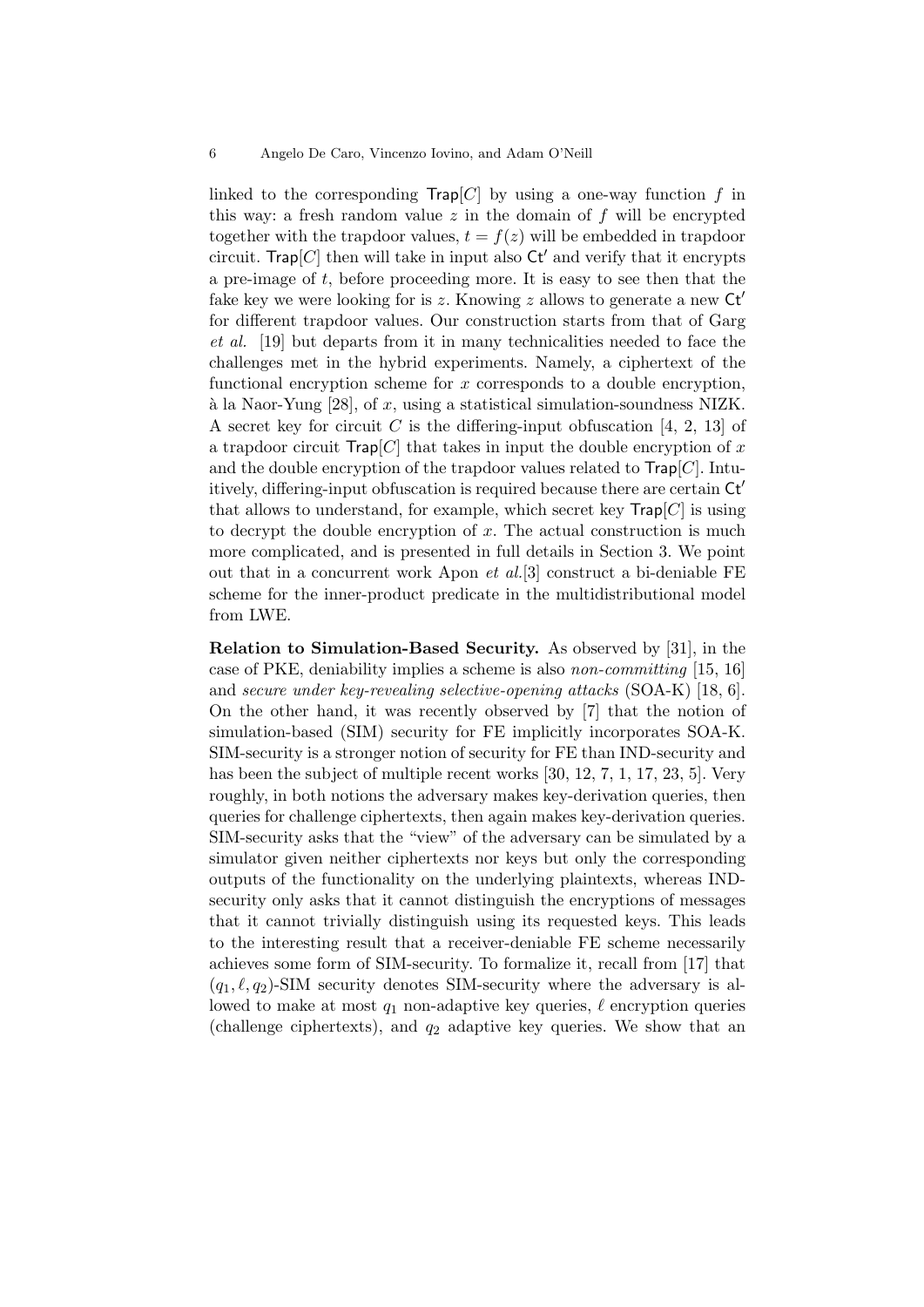linked to the corresponding $\mathsf{Trap}[C]$ by using a one-way function $f$ in this way: a fresh random value $z$ in the domain of $f$ will be encrypted together with the trapdoor values, $t = f(z)$ will be embedded in trapdoor circuit. $\mathsf{Trap}[C]$ then will take in input also $\mathsf{Ct}'$ and verify that it encrypts a pre-image of $t$, before proceeding more. It is easy to see then that the fake key we were looking for is $z$. Knowing $z$ allows to generate a new $\mathsf{Ct}'$ for different trapdoor values. Our construction starts from that of Garg *et al.* [19] but departs from it in many technicalities needed to face the challenges met in the hybrid experiments. Namely, a ciphertext of the functional encryption scheme for $x$ corresponds to a double encryption, à la Naor-Yung [28], of $x$, using a statistical simulation-soundness NIZK. A secret key for circuit $C$ is the differing-input obfuscation [4, 2, 13] of a trapdoor circuit $\mathsf{Trap}[C]$ that takes in input the double encryption of $x$ and the double encryption of the trapdoor values related to $\mathsf{Trap}[C]$. Intuitively, differing-input obfuscation is required because there are certain $\mathsf{Ct}'$ that allows to understand, for example, which secret key $\mathsf{Trap}[C]$ is using to decrypt the double encryption of $x$. The actual construction is much more complicated, and is presented in full details in Section 3. We point out that in a concurrent work Apon *et al.*[3] construct a bi-deniable FE scheme for the inner-product predicate in the multidistributional model from LWE.

**Relation to Simulation-Based Security.** As observed by [31], in the case of PKE, deniability implies a scheme is also *non-committing* [15, 16] and *secure under key-revealing selective-opening attacks* (SOA-K) [18, 6]. On the other hand, it was recently observed by [7] that the notion of simulation-based (SIM) security for FE implicitly incorporates SOA-K. SIM-security is a stronger notion of security for FE than IND-security and has been the subject of multiple recent works [30, 12, 7, 1, 17, 23, 5]. Very roughly, in both notions the adversary makes key-derivation queries, then queries for challenge ciphertexts, then again makes key-derivation queries. SIM-security asks that the "view" of the adversary can be simulated by a simulator given neither ciphertexts nor keys but only the corresponding outputs of the functionality on the underlying plaintexts, whereas IND-security only asks that it cannot distinguish the encryptions of messages that it cannot trivially distinguish using its requested keys. This leads to the interesting result that a receiver-deniable FE scheme necessarily achieves some form of SIM-security. To formalize it, recall from [17] that $(q_1, \ell, q_2)$-SIM security denotes SIM-security where the adversary is allowed to make at most $q_1$ non-adaptive key queries, $\ell$ encryption queries (challenge ciphertexts), and $q_2$ adaptive key queries. We show that an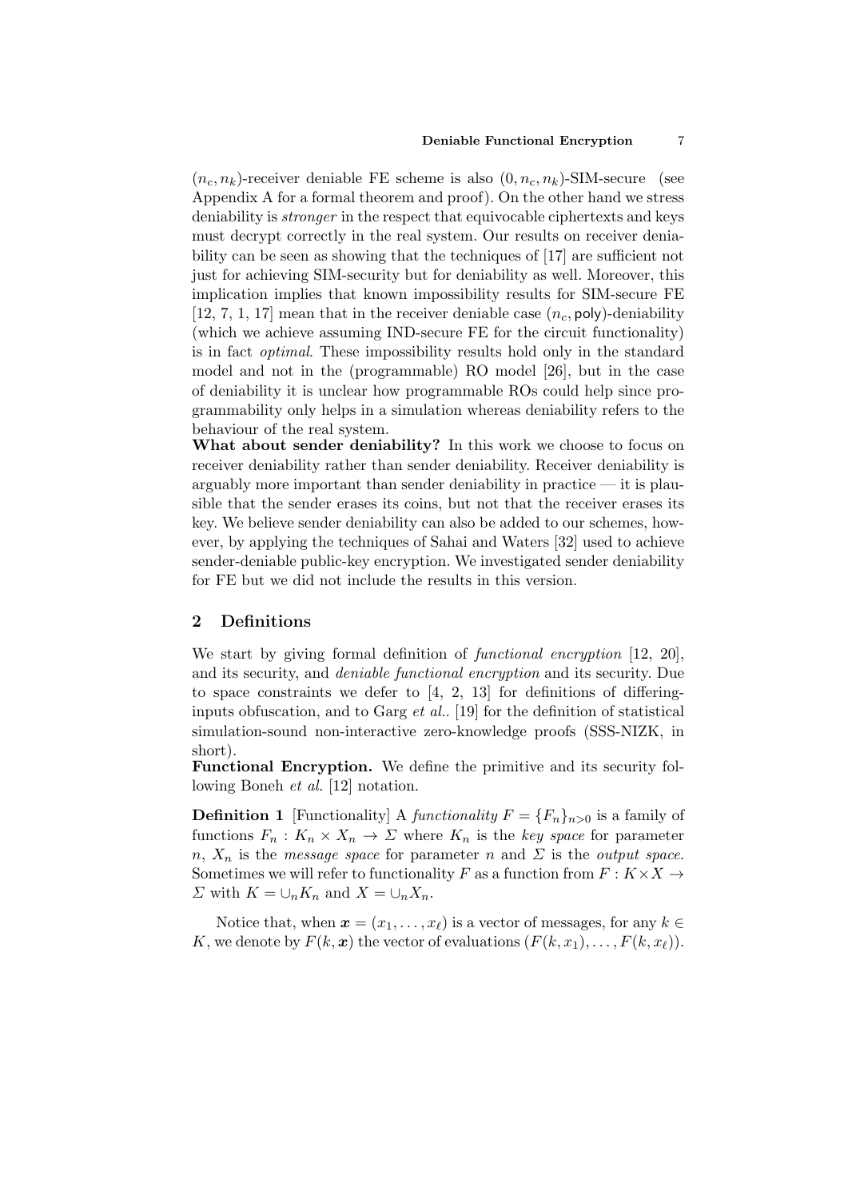$(n_c, n_k)$-receiver deniable FE scheme is also $(0, n_c, n_k)$-SIM-secure (see Appendix A for a formal theorem and proof). On the other hand we stress deniability is *stronger* in the respect that equivocable ciphertexts and keys must decrypt correctly in the real system. Our results on receiver deniability can be seen as showing that the techniques of [17] are sufficient not just for achieving SIM-security but for deniability as well. Moreover, this implication implies that known impossibility results for SIM-secure FE [12, 7, 1, 17] mean that in the receiver deniable case $(n_c, \mathsf{poly})$-deniability (which we achieve assuming IND-secure FE for the circuit functionality) is in fact *optimal*. These impossibility results hold only in the standard model and not in the (programmable) RO model [26], but in the case of deniability it is unclear how programmable ROs could help since programmability only helps in a simulation whereas deniability refers to the behaviour of the real system.

**What about sender deniability?** In this work we choose to focus on receiver deniability rather than sender deniability. Receiver deniability is arguably more important than sender deniability in practice — it is plausible that the sender erases its coins, but not that the receiver erases its key. We believe sender deniability can also be added to our schemes, however, by applying the techniques of Sahai and Waters [32] used to achieve sender-deniable public-key encryption. We investigated sender deniability for FE but we did not include the results in this version.

## 2 Definitions

We start by giving formal definition of *functional encryption* [12, 20], and its security, and *deniable functional encryption* and its security. Due to space constraints we defer to [4, 2, 13] for definitions of differing-inputs obfuscation, and to Garg *et al.*. [19] for the definition of statistical simulation-sound non-interactive zero-knowledge proofs (SSS-NIZK, in short).

**Functional Encryption.** We define the primitive and its security following Boneh *et al.* [12] notation.

**Definition 1** [Functionality] A *functionality* $F = \{F_n\}_{n>0}$ is a family of functions $F_n : K_n \times X_n \to \Sigma$ where $K_n$ is the *key space* for parameter $n$, $X_n$ is the *message space* for parameter $n$ and $\Sigma$ is the *output space*. Sometimes we will refer to functionality $F$ as a function from $F : K \times X \to \Sigma$ with $K = \cup_n K_n$ and $X = \cup_n X_n$.

Notice that, when $\boldsymbol{x} = (x_1, \ldots, x_\ell)$ is a vector of messages, for any $k \in K$, we denote by $F(k, \boldsymbol{x})$ the vector of evaluations $(F(k, x_1), \ldots, F(k, x_\ell))$.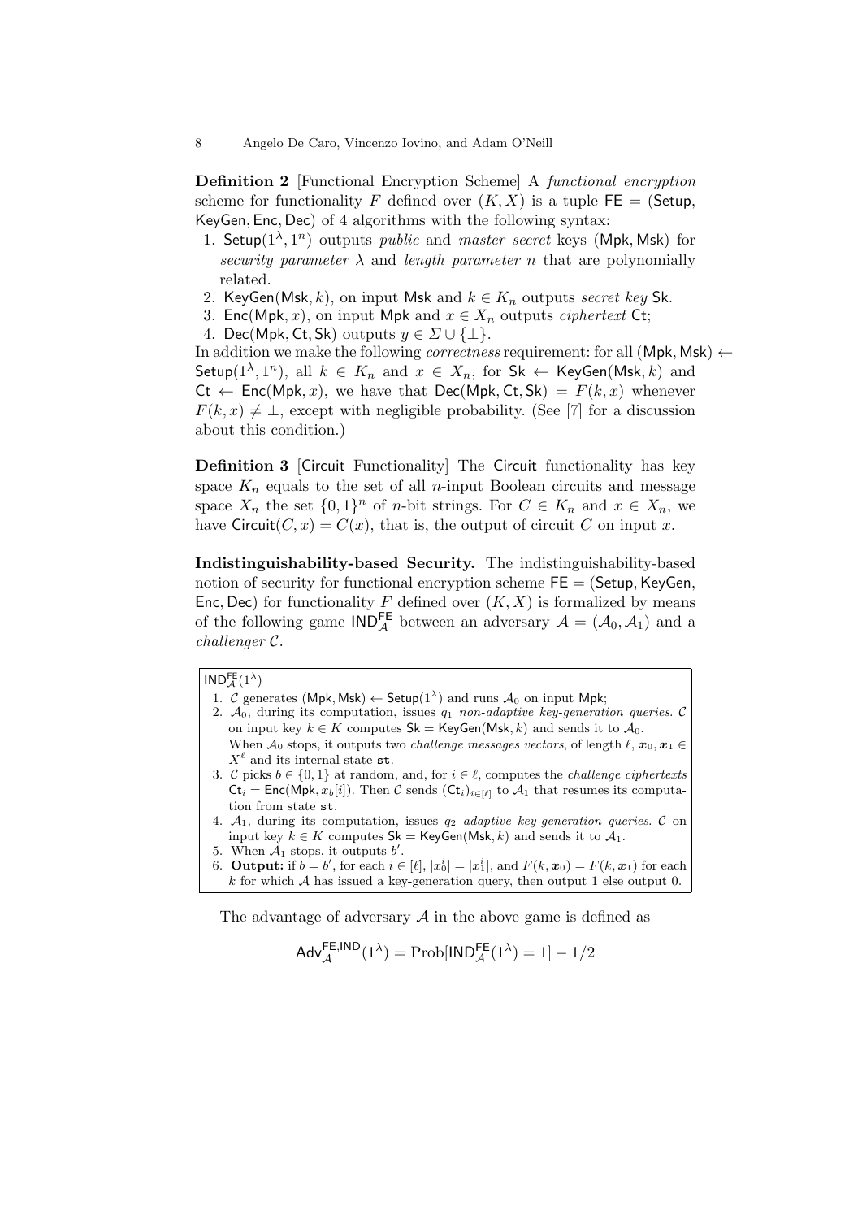**Definition 2** [Functional Encryption Scheme] A *functional encryption* scheme for functionality $F$ defined over $(K, X)$ is a tuple $\mathsf{FE} = (\mathsf{Setup}, \mathsf{KeyGen}, \mathsf{Enc}, \mathsf{Dec})$ of 4 algorithms with the following syntax:

1. $\mathsf{Setup}(1^\lambda, 1^n)$ outputs *public* and *master secret* keys $(\mathsf{Mpk}, \mathsf{Msk})$ for *security parameter* $\lambda$ and *length parameter* $n$ that are polynomially related.
2. $\mathsf{KeyGen}(\mathsf{Msk}, k)$, on input $\mathsf{Msk}$ and $k \in K_n$ outputs *secret key* $\mathsf{Sk}$.
3. $\mathsf{Enc}(\mathsf{Mpk}, x)$, on input $\mathsf{Mpk}$ and $x \in X_n$ outputs *ciphertext* $\mathsf{Ct}$;
4. $\mathsf{Dec}(\mathsf{Mpk}, \mathsf{Ct}, \mathsf{Sk})$ outputs $y \in \Sigma \cup \{\bot\}$.

In addition we make the following *correctness* requirement: for all $(\mathsf{Mpk}, \mathsf{Msk}) \leftarrow \mathsf{Setup}(1^\lambda, 1^n)$, all $k \in K_n$ and $x \in X_n$, for $\mathsf{Sk} \leftarrow \mathsf{KeyGen}(\mathsf{Msk}, k)$ and $\mathsf{Ct} \leftarrow \mathsf{Enc}(\mathsf{Mpk}, x)$, we have that $\mathsf{Dec}(\mathsf{Mpk}, \mathsf{Ct}, \mathsf{Sk}) = F(k, x)$ whenever $F(k, x) \neq \bot$, except with negligible probability. (See [7] for a discussion about this condition.)

**Definition 3** [Circuit Functionality] The $\mathsf{Circuit}$ functionality has key space $K_n$ equals to the set of all $n$-input Boolean circuits and message space $X_n$ the set $\{0,1\}^n$ of $n$-bit strings. For $C \in K_n$ and $x \in X_n$, we have $\mathsf{Circuit}(C, x) = C(x)$, that is, the output of circuit $C$ on input $x$.

**Indistinguishability-based Security.** The indistinguishability-based notion of security for functional encryption scheme $\mathsf{FE} = (\mathsf{Setup}, \mathsf{KeyGen}, \mathsf{Enc}, \mathsf{Dec})$ for functionality $F$ defined over $(K, X)$ is formalized by means of the following game $\mathsf{IND}^{\mathsf{FE}}_{\mathcal{A}}$ between an adversary $\mathcal{A} = (\mathcal{A}_0, \mathcal{A}_1)$ and a *challenger* $\mathcal{C}$.

$\mathsf{IND}^{\mathsf{FE}}_{\mathcal{A}}(1^\lambda)$

1. $\mathcal{C}$ generates $(\mathsf{Mpk}, \mathsf{Msk}) \leftarrow \mathsf{Setup}(1^\lambda)$ and runs $\mathcal{A}_0$ on input $\mathsf{Mpk}$;
2. $\mathcal{A}_0$, during its computation, issues $q_1$ *non-adaptive key-generation queries*. $\mathcal{C}$ on input key $k \in K$ computes $\mathsf{Sk} = \mathsf{KeyGen}(\mathsf{Msk}, k)$ and sends it to $\mathcal{A}_0$. When $\mathcal{A}_0$ stops, it outputs two *challenge messages vectors*, of length $\ell$, $\boldsymbol{x}_0, \boldsymbol{x}_1 \in X^\ell$ and its internal state $\mathtt{st}$.
3. $\mathcal{C}$ picks $b \in \{0,1\}$ at random, and, for $i \in \ell$, computes the *challenge ciphertexts* $\mathsf{Ct}_i = \mathsf{Enc}(\mathsf{Mpk}, x_b[i])$. Then $\mathcal{C}$ sends $(\mathsf{Ct}_i)_{i \in [\ell]}$ to $\mathcal{A}_1$ that resumes its computation from state $\mathtt{st}$.
4. $\mathcal{A}_1$, during its computation, issues $q_2$ *adaptive key-generation queries*. $\mathcal{C}$ on input key $k \in K$ computes $\mathsf{Sk} = \mathsf{KeyGen}(\mathsf{Msk}, k)$ and sends it to $\mathcal{A}_1$.
5. When $\mathcal{A}_1$ stops, it outputs $b'$.
6. **Output:** if $b = b'$, for each $i \in [\ell]$, $|x_0^i| = |x_1^i|$, and $F(k, \boldsymbol{x}_0) = F(k, \boldsymbol{x}_1)$ for each $k$ for which $\mathcal{A}$ has issued a key-generation query, then output 1 else output 0.

The advantage of adversary $\mathcal{A}$ in the above game is defined as

$$\mathsf{Adv}^{\mathsf{FE},\mathsf{IND}}_{\mathcal{A}}(1^\lambda) = \text{Prob}[\mathsf{IND}^{\mathsf{FE}}_{\mathcal{A}}(1^\lambda) = 1] - 1/2$$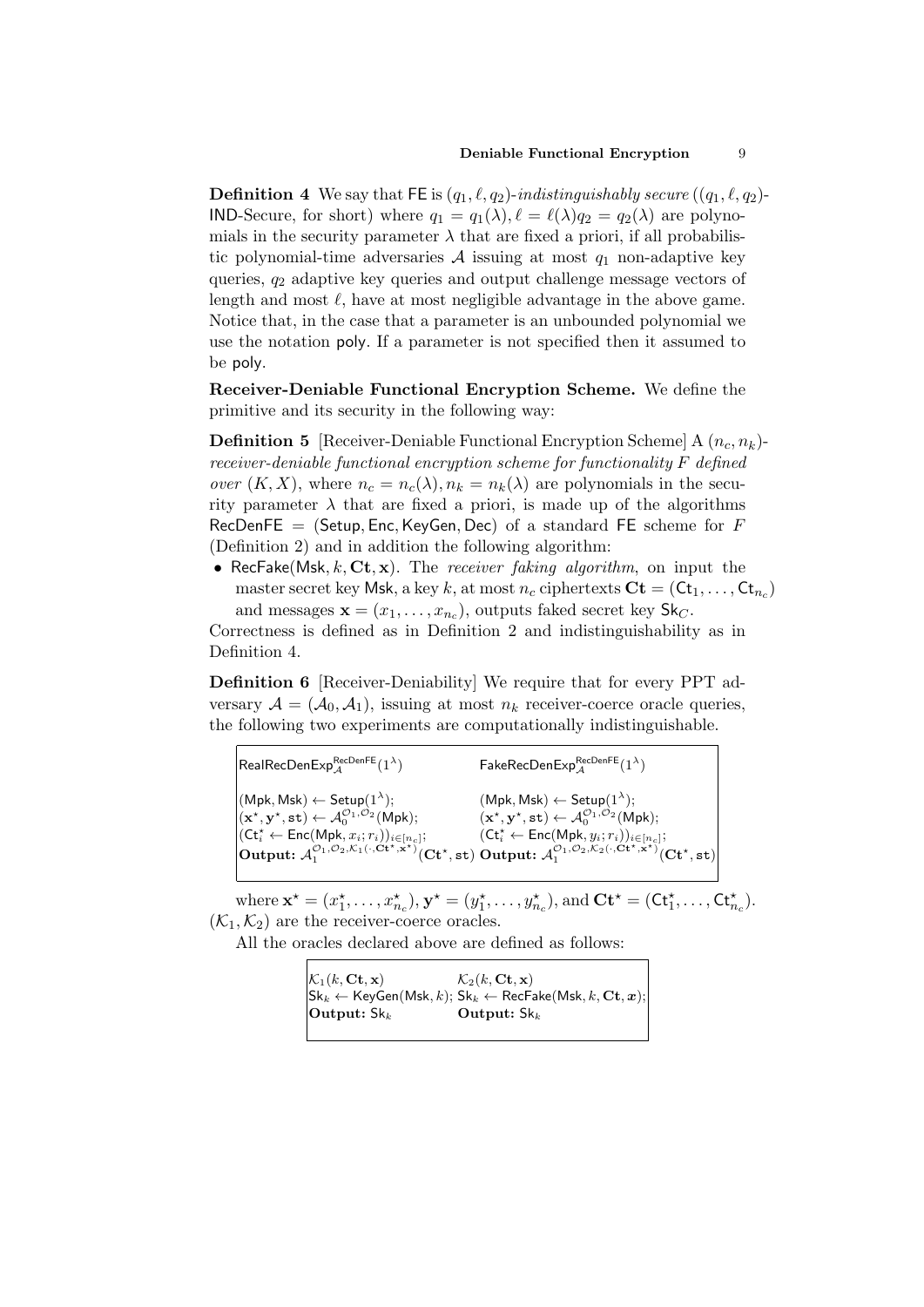**Definition 4** We say that $\mathsf{FE}$ is $(q_1, \ell, q_2)$-*indistinguishably secure* ($(q_1, \ell, q_2)$-$\mathsf{IND}$-Secure, for short) where $q_1 = q_1(\lambda), \ell = \ell(\lambda) q_2 = q_2(\lambda)$ are polynomials in the security parameter $\lambda$ that are fixed a priori, if all probabilistic polynomial-time adversaries $\mathcal{A}$ issuing at most $q_1$ non-adaptive key queries, $q_2$ adaptive key queries and output challenge message vectors of length and most $\ell$, have at most negligible advantage in the above game. Notice that, in the case that a parameter is an unbounded polynomial we use the notation $\mathsf{poly}$. If a parameter is not specified then it assumed to be $\mathsf{poly}$.

**Receiver-Deniable Functional Encryption Scheme.** We define the primitive and its security in the following way:

**Definition 5** [Receiver-Deniable Functional Encryption Scheme] A $(n_c, n_k)$-*receiver-deniable functional encryption scheme for functionality $F$ defined over* $(K, X)$, where $n_c = n_c(\lambda), n_k = n_k(\lambda)$ are polynomials in the security parameter $\lambda$ that are fixed a priori, is made up of the algorithms $\mathsf{RecDenFE} = (\mathsf{Setup}, \mathsf{Enc}, \mathsf{KeyGen}, \mathsf{Dec})$ of a standard $\mathsf{FE}$ scheme for $F$ (Definition 2) and in addition the following algorithm:

- $\mathsf{RecFake}(\mathsf{Msk}, k, \mathbf{Ct}, \mathbf{x})$. The *receiver faking algorithm*, on input the master secret key $\mathsf{Msk}$, a key $k$, at most $n_c$ ciphertexts $\mathbf{Ct} = (\mathsf{Ct}_1, \ldots, \mathsf{Ct}_{n_c})$ and messages $\mathbf{x} = (x_1, \ldots, x_{n_c})$, outputs faked secret key $\mathsf{Sk}_C$.

Correctness is defined as in Definition 2 and indistinguishability as in Definition 4.

**Definition 6** [Receiver-Deniability] We require that for every PPT adversary $\mathcal{A} = (\mathcal{A}_0, \mathcal{A}_1)$, issuing at most $n_k$ receiver-coerce oracle queries, the following two experiments are computationally indistinguishable.

| $\mathsf{RealRecDenExp}_{\mathcal{A}}^{\mathsf{RecDenFE}}(1^\lambda)$ | $\mathsf{FakeRecDenExp}_{\mathcal{A}}^{\mathsf{RecDenFE}}(1^\lambda)$ |
|---|---|
| $(\mathsf{Mpk}, \mathsf{Msk}) \leftarrow \mathsf{Setup}(1^\lambda)$; | $(\mathsf{Mpk}, \mathsf{Msk}) \leftarrow \mathsf{Setup}(1^\lambda)$; |
| $(\mathbf{x}^\star, \mathbf{y}^\star, \mathtt{st}) \leftarrow \mathcal{A}_0^{\mathcal{O}_1, \mathcal{O}_2}(\mathsf{Mpk})$; | $(\mathbf{x}^\star, \mathbf{y}^\star, \mathtt{st}) \leftarrow \mathcal{A}_0^{\mathcal{O}_1, \mathcal{O}_2}(\mathsf{Mpk})$; |
| $(\mathsf{Ct}_i^\star \leftarrow \mathsf{Enc}(\mathsf{Mpk}, x_i; r_i))_{i \in [n_c]}$; | $(\mathsf{Ct}_i^\star \leftarrow \mathsf{Enc}(\mathsf{Mpk}, y_i; r_i))_{i \in [n_c]}$; |
| **Output:** $\mathcal{A}_1^{\mathcal{O}_1, \mathcal{O}_2, \mathcal{K}_1(\cdot, \mathbf{Ct}^\star, \mathbf{x}^\star)}(\mathbf{Ct}^\star, \mathtt{st})$ | **Output:** $\mathcal{A}_1^{\mathcal{O}_1, \mathcal{O}_2, \mathcal{K}_2(\cdot, \mathbf{Ct}^\star, \mathbf{x}^\star)}(\mathbf{Ct}^\star, \mathtt{st})$ |

where $\mathbf{x}^\star = (x_1^\star, \ldots, x_{n_c}^\star)$, $\mathbf{y}^\star = (y_1^\star, \ldots, y_{n_c}^\star)$, and $\mathbf{Ct}^\star = (\mathsf{Ct}_1^\star, \ldots, \mathsf{Ct}_{n_c}^\star)$. $(\mathcal{K}_1, \mathcal{K}_2)$ are the receiver-coerce oracles.

All the oracles declared above are defined as follows:

| $\mathcal{K}_1(k, \mathbf{Ct}, \mathbf{x})$ | $\mathcal{K}_2(k, \mathbf{Ct}, \mathbf{x})$ |
|---|---|
| $\mathsf{Sk}_k \leftarrow \mathsf{KeyGen}(\mathsf{Msk}, k)$; | $\mathsf{Sk}_k \leftarrow \mathsf{RecFake}(\mathsf{Msk}, k, \mathbf{Ct}, \boldsymbol{x})$; |
| **Output:** $\mathsf{Sk}_k$ | **Output:** $\mathsf{Sk}_k$ |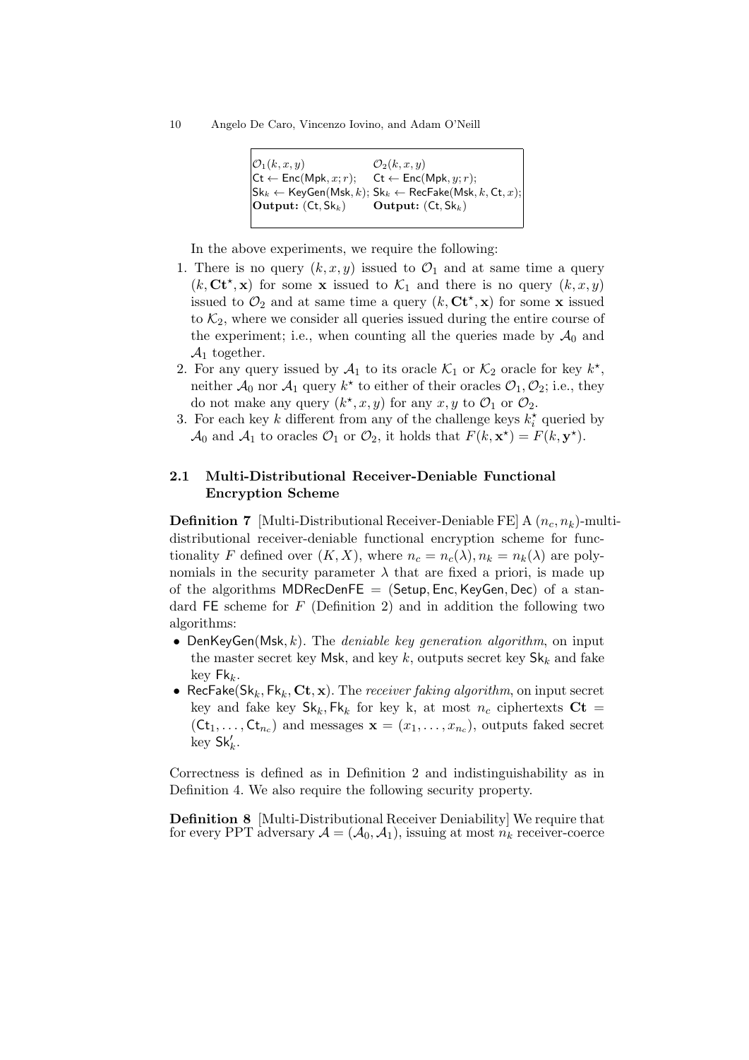| $\mathcal{O}_1(k, x, y)$ | $\mathcal{O}_2(k, x, y)$ |
|---|---|
| $\mathsf{Ct} \leftarrow \mathsf{Enc}(\mathsf{Mpk}, x; r)$; | $\mathsf{Ct} \leftarrow \mathsf{Enc}(\mathsf{Mpk}, y; r)$; |
| $\mathsf{Sk}_k \leftarrow \mathsf{KeyGen}(\mathsf{Msk}, k)$; | $\mathsf{Sk}_k \leftarrow \mathsf{RecFake}(\mathsf{Msk}, k, \mathsf{Ct}, x)$; |
| **Output:** $(\mathsf{Ct}, \mathsf{Sk}_k)$ | **Output:** $(\mathsf{Ct}, \mathsf{Sk}_k)$ |

In the above experiments, we require the following:

1. There is no query $(k, x, y)$ issued to $\mathcal{O}_1$ and at same time a query $(k, \mathbf{Ct}^\star, \mathbf{x})$ for some $\mathbf{x}$ issued to $\mathcal{K}_1$ and there is no query $(k, x, y)$ issued to $\mathcal{O}_2$ and at same time a query $(k, \mathbf{Ct}^\star, \mathbf{x})$ for some $\mathbf{x}$ issued to $\mathcal{K}_2$, where we consider all queries issued during the entire course of the experiment; i.e., when counting all the queries made by $\mathcal{A}_0$ and $\mathcal{A}_1$ together.
2. For any query issued by $\mathcal{A}_1$ to its oracle $\mathcal{K}_1$ or $\mathcal{K}_2$ oracle for key $k^\star$, neither $\mathcal{A}_0$ nor $\mathcal{A}_1$ query $k^\star$ to either of their oracles $\mathcal{O}_1, \mathcal{O}_2$; i.e., they do not make any query $(k^\star, x, y)$ for any $x, y$ to $\mathcal{O}_1$ or $\mathcal{O}_2$.
3. For each key $k$ different from any of the challenge keys $k_i^\star$ queried by $\mathcal{A}_0$ and $\mathcal{A}_1$ to oracles $\mathcal{O}_1$ or $\mathcal{O}_2$, it holds that $F(k, \mathbf{x}^\star) = F(k, \mathbf{y}^\star)$.

### 2.1 Multi-Distributional Receiver-Deniable Functional Encryption Scheme

**Definition 7** [Multi-Distributional Receiver-Deniable FE] A $(n_c, n_k)$-multi-distributional receiver-deniable functional encryption scheme for functionality $F$ defined over $(K, X)$, where $n_c = n_c(\lambda), n_k = n_k(\lambda)$ are polynomials in the security parameter $\lambda$ that are fixed a priori, is made up of the algorithms $\mathsf{MDRecDenFE} = (\mathsf{Setup}, \mathsf{Enc}, \mathsf{KeyGen}, \mathsf{Dec})$ of a standard $\mathsf{FE}$ scheme for $F$ (Definition 2) and in addition the following two algorithms:

- $\mathsf{DenKeyGen}(\mathsf{Msk}, k)$. The *deniable key generation algorithm*, on input the master secret key $\mathsf{Msk}$, and key $k$, outputs secret key $\mathsf{Sk}_k$ and fake key $\mathsf{Fk}_k$.
- $\mathsf{RecFake}(\mathsf{Sk}_k, \mathsf{Fk}_k, \mathbf{Ct}, \mathbf{x})$. The *receiver faking algorithm*, on input secret key and fake key $\mathsf{Sk}_k, \mathsf{Fk}_k$ for key k, at most $n_c$ ciphertexts $\mathbf{Ct} = (\mathsf{Ct}_1, \ldots, \mathsf{Ct}_{n_c})$ and messages $\mathbf{x} = (x_1, \ldots, x_{n_c})$, outputs faked secret key $\mathsf{Sk}'_k$.

Correctness is defined as in Definition 2 and indistinguishability as in Definition 4. We also require the following security property.

**Definition 8** [Multi-Distributional Receiver Deniability] We require that for every PPT adversary $\mathcal{A} = (\mathcal{A}_0, \mathcal{A}_1)$, issuing at most $n_k$ receiver-coerce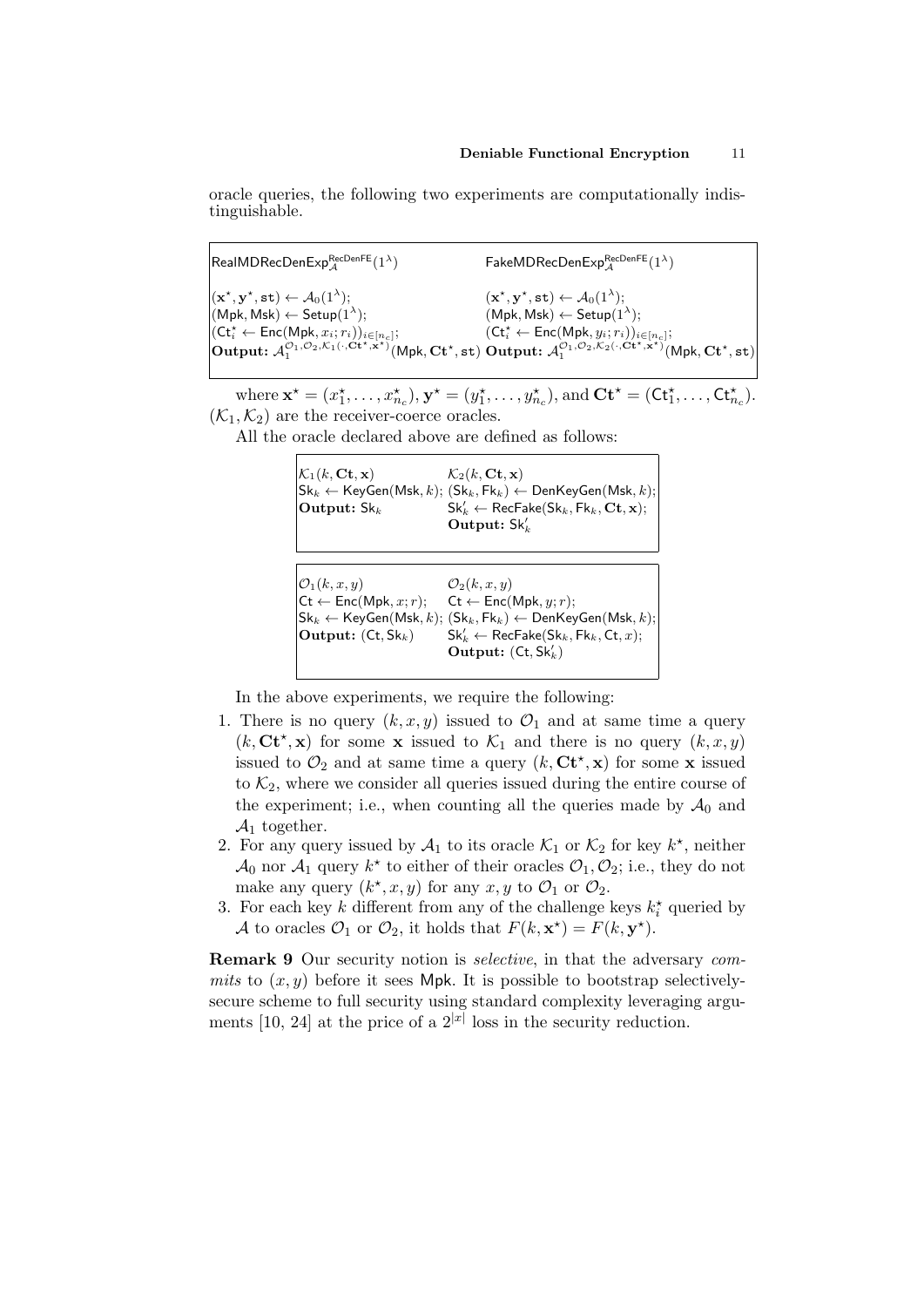oracle queries, the following two experiments are computationally indistinguishable.

| $\mathsf{RealMDRecDenExp}_{\mathcal{A}}^{\mathsf{RecDenFE}}(1^\lambda)$ | $\mathsf{FakeMDRecDenExp}_{\mathcal{A}}^{\mathsf{RecDenFE}}(1^\lambda)$ |
|---|---|
| $(\mathbf{x}^\star, \mathbf{y}^\star, \mathtt{st}) \leftarrow \mathcal{A}_0(1^\lambda)$; | $(\mathbf{x}^\star, \mathbf{y}^\star, \mathtt{st}) \leftarrow \mathcal{A}_0(1^\lambda)$; |
| $(\mathsf{Mpk}, \mathsf{Msk}) \leftarrow \mathsf{Setup}(1^\lambda)$; | $(\mathsf{Mpk}, \mathsf{Msk}) \leftarrow \mathsf{Setup}(1^\lambda)$; |
| $(\mathsf{Ct}_i^\star \leftarrow \mathsf{Enc}(\mathsf{Mpk}, x_i; r_i))_{i \in [n_c]}$; | $(\mathsf{Ct}_i^\star \leftarrow \mathsf{Enc}(\mathsf{Mpk}, y_i; r_i))_{i \in [n_c]}$; |
| **Output:** $\mathcal{A}_1^{\mathcal{O}_1, \mathcal{O}_2, \mathcal{K}_1(\cdot, \mathbf{Ct}^\star, \mathbf{x}^\star)}(\mathsf{Mpk}, \mathbf{Ct}^\star, \mathtt{st})$ | **Output:** $\mathcal{A}_1^{\mathcal{O}_1, \mathcal{O}_2, \mathcal{K}_2(\cdot, \mathbf{Ct}^\star, \mathbf{x}^\star)}(\mathsf{Mpk}, \mathbf{Ct}^\star, \mathtt{st})$ |

where $\mathbf{x}^\star = (x_1^\star, \ldots, x_{n_c}^\star)$, $\mathbf{y}^\star = (y_1^\star, \ldots, y_{n_c}^\star)$, and $\mathbf{Ct}^\star = (\mathsf{Ct}_1^\star, \ldots, \mathsf{Ct}_{n_c}^\star)$. $(\mathcal{K}_1, \mathcal{K}_2)$ are the receiver-coerce oracles.

All the oracle declared above are defined as follows:

| $\mathcal{K}_1(k, \mathbf{Ct}, \mathbf{x})$ | $\mathcal{K}_2(k, \mathbf{Ct}, \mathbf{x})$ |
|---|---|
| $\mathsf{Sk}_k \leftarrow \mathsf{KeyGen}(\mathsf{Msk}, k)$; | $(\mathsf{Sk}_k, \mathsf{Fk}_k) \leftarrow \mathsf{DenKeyGen}(\mathsf{Msk}, k)$; |
| **Output:** $\mathsf{Sk}_k$ | $\mathsf{Sk}_k' \leftarrow \mathsf{RecFake}(\mathsf{Sk}_k, \mathsf{Fk}_k, \mathbf{Ct}, \mathbf{x})$; |
| | **Output:** $\mathsf{Sk}_k'$ |

| $\mathcal{O}_1(k, x, y)$ | $\mathcal{O}_2(k, x, y)$ |
|---|---|
| $\mathsf{Ct} \leftarrow \mathsf{Enc}(\mathsf{Mpk}, x; r)$; | $\mathsf{Ct} \leftarrow \mathsf{Enc}(\mathsf{Mpk}, y; r)$; |
| $\mathsf{Sk}_k \leftarrow \mathsf{KeyGen}(\mathsf{Msk}, k)$; | $(\mathsf{Sk}_k, \mathsf{Fk}_k) \leftarrow \mathsf{DenKeyGen}(\mathsf{Msk}, k)$; |
| **Output:** $(\mathsf{Ct}, \mathsf{Sk}_k)$ | $\mathsf{Sk}_k' \leftarrow \mathsf{RecFake}(\mathsf{Sk}_k, \mathsf{Fk}_k, \mathsf{Ct}, x)$; |
| | **Output:** $(\mathsf{Ct}, \mathsf{Sk}_k')$ |

In the above experiments, we require the following:

1. There is no query $(k, x, y)$ issued to $\mathcal{O}_1$ and at same time a query $(k, \mathbf{Ct}^\star, \mathbf{x})$ for some $\mathbf{x}$ issued to $\mathcal{K}_1$ and there is no query $(k, x, y)$ issued to $\mathcal{O}_2$ and at same time a query $(k, \mathbf{Ct}^\star, \mathbf{x})$ for some $\mathbf{x}$ issued to $\mathcal{K}_2$, where we consider all queries issued during the entire course of the experiment; i.e., when counting all the queries made by $\mathcal{A}_0$ and $\mathcal{A}_1$ together.
2. For any query issued by $\mathcal{A}_1$ to its oracle $\mathcal{K}_1$ or $\mathcal{K}_2$ for key $k^\star$, neither $\mathcal{A}_0$ nor $\mathcal{A}_1$ query $k^\star$ to either of their oracles $\mathcal{O}_1, \mathcal{O}_2$; i.e., they do not make any query $(k^\star, x, y)$ for any $x, y$ to $\mathcal{O}_1$ or $\mathcal{O}_2$.
3. For each key $k$ different from any of the challenge keys $k_i^\star$ queried by $\mathcal{A}$ to oracles $\mathcal{O}_1$ or $\mathcal{O}_2$, it holds that $F(k, \mathbf{x}^\star) = F(k, \mathbf{y}^\star)$.

**Remark 9** Our security notion is *selective*, in that the adversary *commits* to $(x, y)$ before it sees $\mathsf{Mpk}$. It is possible to bootstrap selectively-secure scheme to full security using standard complexity leveraging arguments [10, 24] at the price of a $2^{|x|}$ loss in the security reduction.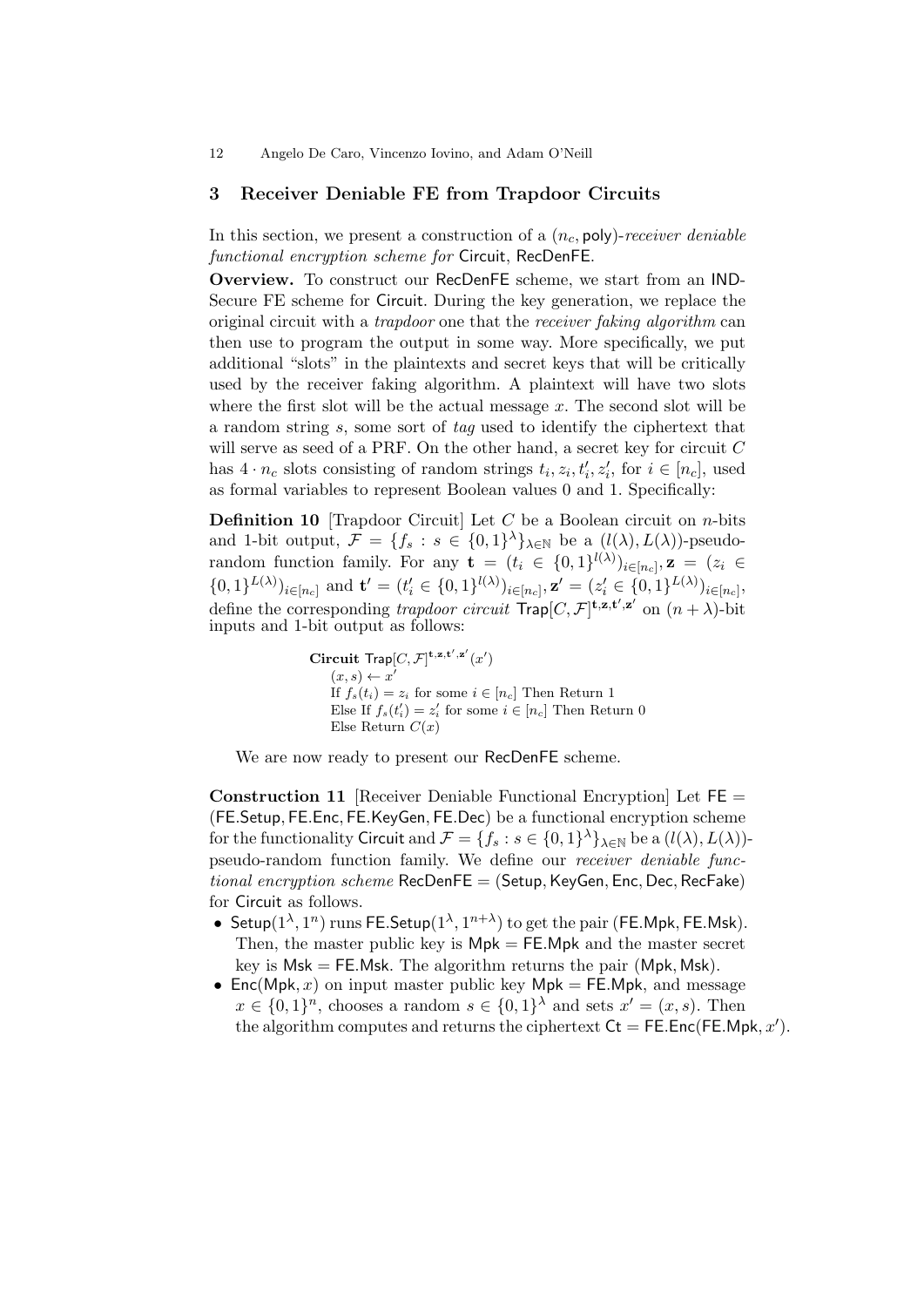## 3 Receiver Deniable FE from Trapdoor Circuits

In this section, we present a construction of a $(n_c, \mathsf{poly})$-*receiver deniable functional encryption scheme for* Circuit, RecDenFE.

**Overview.** To construct our RecDenFE scheme, we start from an IND-Secure FE scheme for Circuit. During the key generation, we replace the original circuit with a *trapdoor* one that the *receiver faking algorithm* can then use to program the output in some way. More specifically, we put additional "slots" in the plaintexts and secret keys that will be critically used by the receiver faking algorithm. A plaintext will have two slots where the first slot will be the actual message $x$. The second slot will be a random string $s$, some sort of *tag* used to identify the ciphertext that will serve as seed of a PRF. On the other hand, a secret key for circuit $C$ has $4 \cdot n_c$ slots consisting of random strings $t_i, z_i, t'_i, z'_i$, for $i \in [n_c]$, used as formal variables to represent Boolean values 0 and 1. Specifically:

**Definition 10** [Trapdoor Circuit] Let $C$ be a Boolean circuit on $n$-bits and 1-bit output, $\mathcal{F} = \{f_s : s \in \{0,1\}^\lambda\}_{\lambda \in \mathbb{N}}$ be a $(l(\lambda), L(\lambda))$-pseudo-random function family. For any $\mathbf{t} = (t_i \in \{0,1\}^{l(\lambda)})_{i \in [n_c]}, \mathbf{z} = (z_i \in \{0,1\}^{L(\lambda)})_{i \in [n_c]}$ and $\mathbf{t}' = (t'_i \in \{0,1\}^{l(\lambda)})_{i \in [n_c]}, \mathbf{z}' = (z'_i \in \{0,1\}^{L(\lambda)})_{i \in [n_c]}$, define the corresponding *trapdoor circuit* $\mathsf{Trap}[C, \mathcal{F}]^{\mathbf{t},\mathbf{z},\mathbf{t}',\mathbf{z}'}$ on $(n+\lambda)$-bit inputs and 1-bit output as follows:

```
Circuit Trap[C, F]^{t,z,t',z'}(x')
    (x, s) ← x'
    If f_s(t_i) = z_i for some i ∈ [n_c] Then Return 1
    Else If f_s(t'_i) = z'_i for some i ∈ [n_c] Then Return 0
    Else Return C(x)
```

We are now ready to present our RecDenFE scheme.

**Construction 11** [Receiver Deniable Functional Encryption] Let $\mathsf{FE} = (\mathsf{FE.Setup}, \mathsf{FE.Enc}, \mathsf{FE.KeyGen}, \mathsf{FE.Dec})$ be a functional encryption scheme for the functionality Circuit and $\mathcal{F} = \{f_s : s \in \{0,1\}^\lambda\}_{\lambda \in \mathbb{N}}$ be a $(l(\lambda), L(\lambda))$-pseudo-random function family. We define our *receiver deniable functional encryption scheme* $\mathsf{RecDenFE} = (\mathsf{Setup}, \mathsf{KeyGen}, \mathsf{Enc}, \mathsf{Dec}, \mathsf{RecFake})$ for Circuit as follows.

- $\mathsf{Setup}(1^\lambda, 1^n)$ runs $\mathsf{FE.Setup}(1^\lambda, 1^{n+\lambda})$ to get the pair $(\mathsf{FE.Mpk}, \mathsf{FE.Msk})$. Then, the master public key is $\mathsf{Mpk} = \mathsf{FE.Mpk}$ and the master secret key is $\mathsf{Msk} = \mathsf{FE.Msk}$. The algorithm returns the pair $(\mathsf{Mpk}, \mathsf{Msk})$.
- $\mathsf{Enc}(\mathsf{Mpk}, x)$ on input master public key $\mathsf{Mpk} = \mathsf{FE.Mpk}$, and message $x \in \{0,1\}^n$, chooses a random $s \in \{0,1\}^\lambda$ and sets $x' = (x, s)$. Then the algorithm computes and returns the ciphertext $\mathsf{Ct} = \mathsf{FE.Enc}(\mathsf{FE.Mpk}, x')$.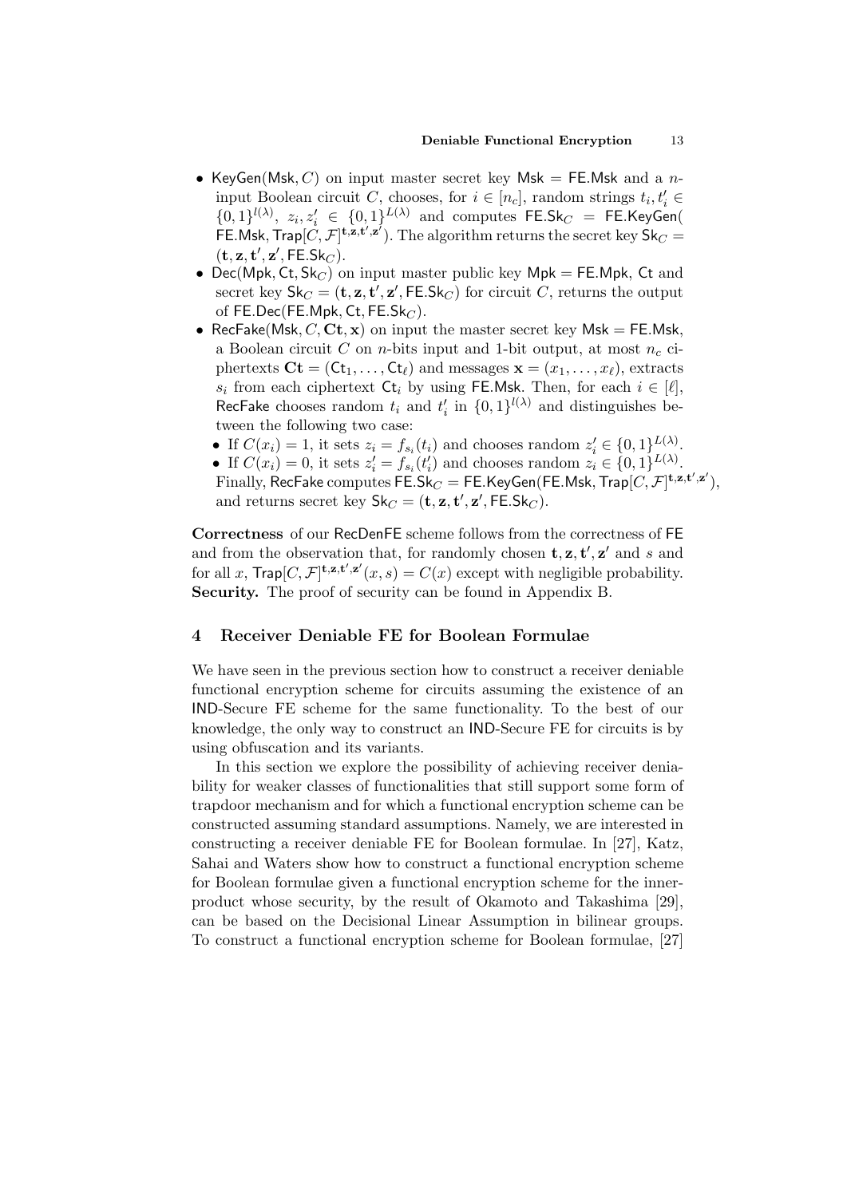- $\mathsf{KeyGen}(\mathsf{Msk}, C)$ on input master secret key $\mathsf{Msk} = \mathsf{FE.Msk}$ and a $n$-input Boolean circuit $C$, chooses, for $i \in [n_c]$, random strings $t_i, t'_i \in \{0,1\}^{l(\lambda)}$, $z_i, z'_i \in \{0,1\}^{L(\lambda)}$ and computes $\mathsf{FE.Sk}_C = \mathsf{FE.KeyGen}(\mathsf{FE.Msk}, \mathsf{Trap}[C, \mathcal{F}]^{\mathbf{t},\mathbf{z},\mathbf{t}',\mathbf{z}'})$. The algorithm returns the secret key $\mathsf{Sk}_C = (\mathbf{t}, \mathbf{z}, \mathbf{t}', \mathbf{z}', \mathsf{FE.Sk}_C)$.
- $\mathsf{Dec}(\mathsf{Mpk}, \mathsf{Ct}, \mathsf{Sk}_C)$ on input master public key $\mathsf{Mpk} = \mathsf{FE.Mpk}$, $\mathsf{Ct}$ and secret key $\mathsf{Sk}_C = (\mathbf{t}, \mathbf{z}, \mathbf{t}', \mathbf{z}', \mathsf{FE.Sk}_C)$ for circuit $C$, returns the output of $\mathsf{FE.Dec}(\mathsf{FE.Mpk}, \mathsf{Ct}, \mathsf{FE.Sk}_C)$.
- $\mathsf{RecFake}(\mathsf{Msk}, C, \mathbf{Ct}, \mathbf{x})$ on input the master secret key $\mathsf{Msk} = \mathsf{FE.Msk}$, a Boolean circuit $C$ on $n$-bits input and 1-bit output, at most $n_c$ ciphertexts $\mathbf{Ct} = (\mathsf{Ct}_1, \ldots, \mathsf{Ct}_\ell)$ and messages $\mathbf{x} = (x_1, \ldots, x_\ell)$, extracts $s_i$ from each ciphertext $\mathsf{Ct}_i$ by using $\mathsf{FE.Msk}$. Then, for each $i \in [\ell]$, $\mathsf{RecFake}$ chooses random $t_i$ and $t'_i$ in $\{0,1\}^{l(\lambda)}$ and distinguishes between the following two case:
  - If $C(x_i) = 1$, it sets $z_i = f_{s_i}(t_i)$ and chooses random $z'_i \in \{0,1\}^{L(\lambda)}$.
  - If $C(x_i) = 0$, it sets $z'_i = f_{s_i}(t'_i)$ and chooses random $z_i \in \{0,1\}^{L(\lambda)}$.

  Finally, $\mathsf{RecFake}$ computes $\mathsf{FE.Sk}_C = \mathsf{FE.KeyGen}(\mathsf{FE.Msk}, \mathsf{Trap}[C, \mathcal{F}]^{\mathbf{t},\mathbf{z},\mathbf{t}',\mathbf{z}'})$, and returns secret key $\mathsf{Sk}_C = (\mathbf{t}, \mathbf{z}, \mathbf{t}', \mathbf{z}', \mathsf{FE.Sk}_C)$.

**Correctness** of our $\mathsf{RecDenFE}$ scheme follows from the correctness of $\mathsf{FE}$ and from the observation that, for randomly chosen $\mathbf{t}, \mathbf{z}, \mathbf{t}', \mathbf{z}'$ and $s$ and for all $x$, $\mathsf{Trap}[C, \mathcal{F}]^{\mathbf{t},\mathbf{z},\mathbf{t}',\mathbf{z}'}(x, s) = C(x)$ except with negligible probability.
**Security.** The proof of security can be found in Appendix B.

## 4 Receiver Deniable FE for Boolean Formulae

We have seen in the previous section how to construct a receiver deniable functional encryption scheme for circuits assuming the existence of an IND-Secure FE scheme for the same functionality. To the best of our knowledge, the only way to construct an IND-Secure FE for circuits is by using obfuscation and its variants.

In this section we explore the possibility of achieving receiver deniability for weaker classes of functionalities that still support some form of trapdoor mechanism and for which a functional encryption scheme can be constructed assuming standard assumptions. Namely, we are interested in constructing a receiver deniable FE for Boolean formulae. In [27], Katz, Sahai and Waters show how to construct a functional encryption scheme for Boolean formulae given a functional encryption scheme for the inner-product whose security, by the result of Okamoto and Takashima [29], can be based on the Decisional Linear Assumption in bilinear groups. To construct a functional encryption scheme for Boolean formulae, [27]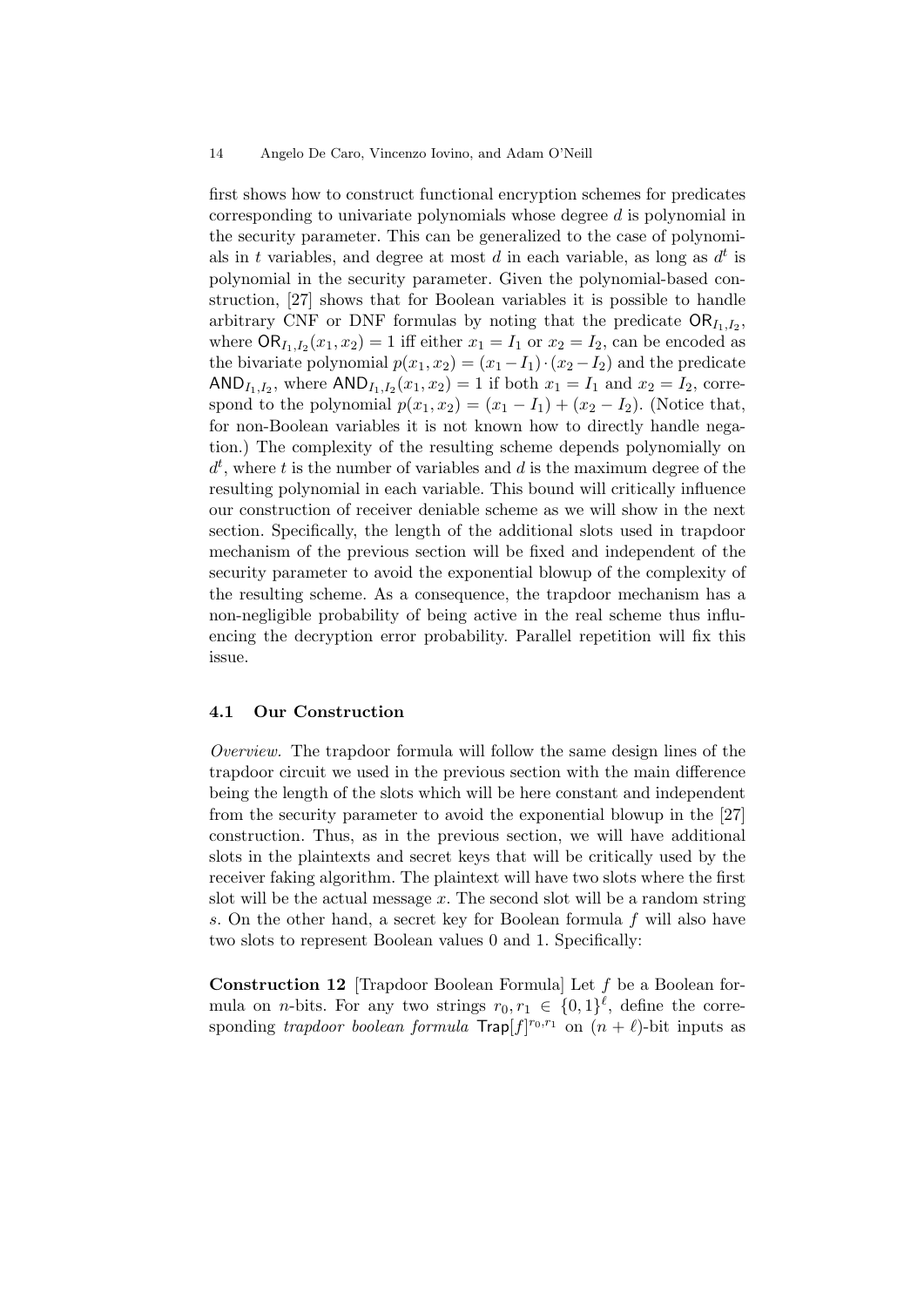first shows how to construct functional encryption schemes for predicates corresponding to univariate polynomials whose degree $d$ is polynomial in the security parameter. This can be generalized to the case of polynomials in $t$ variables, and degree at most $d$ in each variable, as long as $d^t$ is polynomial in the security parameter. Given the polynomial-based construction, [27] shows that for Boolean variables it is possible to handle arbitrary CNF or DNF formulas by noting that the predicate $\mathsf{OR}_{I_1,I_2}$, where $\mathsf{OR}_{I_1,I_2}(x_1, x_2) = 1$ iff either $x_1 = I_1$ or $x_2 = I_2$, can be encoded as the bivariate polynomial $p(x_1, x_2) = (x_1 - I_1) \cdot (x_2 - I_2)$ and the predicate $\mathsf{AND}_{I_1,I_2}$, where $\mathsf{AND}_{I_1,I_2}(x_1, x_2) = 1$ if both $x_1 = I_1$ and $x_2 = I_2$, correspond to the polynomial $p(x_1, x_2) = (x_1 - I_1) + (x_2 - I_2)$. (Notice that, for non-Boolean variables it is not known how to directly handle negation.) The complexity of the resulting scheme depends polynomially on $d^t$, where $t$ is the number of variables and $d$ is the maximum degree of the resulting polynomial in each variable. This bound will critically influence our construction of receiver deniable scheme as we will show in the next section. Specifically, the length of the additional slots used in trapdoor mechanism of the previous section will be fixed and independent of the security parameter to avoid the exponential blowup of the complexity of the resulting scheme. As a consequence, the trapdoor mechanism has a non-negligible probability of being active in the real scheme thus influencing the decryption error probability. Parallel repetition will fix this issue.

### 4.1 Our Construction

*Overview.* The trapdoor formula will follow the same design lines of the trapdoor circuit we used in the previous section with the main difference being the length of the slots which will be here constant and independent from the security parameter to avoid the exponential blowup in the [27] construction. Thus, as in the previous section, we will have additional slots in the plaintexts and secret keys that will be critically used by the receiver faking algorithm. The plaintext will have two slots where the first slot will be the actual message $x$. The second slot will be a random string $s$. On the other hand, a secret key for Boolean formula $f$ will also have two slots to represent Boolean values 0 and 1. Specifically:

**Construction 12** [Trapdoor Boolean Formula] Let $f$ be a Boolean formula on $n$-bits. For any two strings $r_0, r_1 \in \{0,1\}^\ell$, define the corresponding *trapdoor boolean formula* $\mathsf{Trap}[f]^{r_0,r_1}$ on $(n + \ell)$-bit inputs as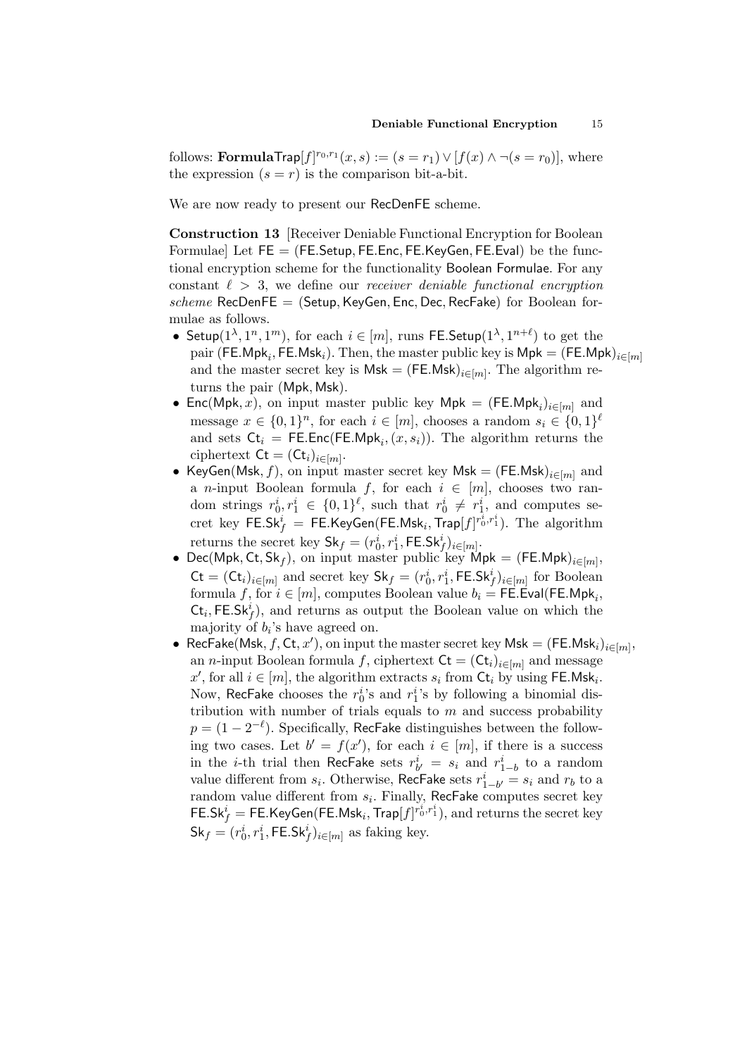follows: $\textbf{Formula}\mathsf{Trap}[f]^{r_0,r_1}(x,s) := (s = r_1) \vee [f(x) \wedge \neg(s = r_0)]$, where the expression $(s = r)$ is the comparison bit-a-bit.

We are now ready to present our RecDenFE scheme.

**Construction 13** [Receiver Deniable Functional Encryption for Boolean Formulae] Let $\mathsf{FE} = (\mathsf{FE.Setup}, \mathsf{FE.Enc}, \mathsf{FE.KeyGen}, \mathsf{FE.Eval})$ be the functional encryption scheme for the functionality Boolean Formulae. For any constant $\ell > 3$, we define our *receiver deniable functional encryption scheme* $\mathsf{RecDenFE} = (\mathsf{Setup}, \mathsf{KeyGen}, \mathsf{Enc}, \mathsf{Dec}, \mathsf{RecFake})$ for Boolean formulae as follows.

- $\mathsf{Setup}(1^\lambda, 1^n, 1^m)$, for each $i \in [m]$, runs $\mathsf{FE.Setup}(1^\lambda, 1^{n+\ell})$ to get the pair $(\mathsf{FE.Mpk}_i, \mathsf{FE.Msk}_i)$. Then, the master public key is $\mathsf{Mpk} = (\mathsf{FE.Mpk})_{i\in[m]}$ and the master secret key is $\mathsf{Msk} = (\mathsf{FE.Msk})_{i\in[m]}$. The algorithm returns the pair $(\mathsf{Mpk}, \mathsf{Msk})$.
- $\mathsf{Enc}(\mathsf{Mpk}, x)$, on input master public key $\mathsf{Mpk} = (\mathsf{FE.Mpk}_i)_{i\in[m]}$ and message $x \in \{0,1\}^n$, for each $i \in [m]$, chooses a random $s_i \in \{0,1\}^\ell$ and sets $\mathsf{Ct}_i = \mathsf{FE.Enc}(\mathsf{FE.Mpk}_i, (x, s_i))$. The algorithm returns the ciphertext $\mathsf{Ct} = (\mathsf{Ct}_i)_{i\in[m]}$.
- $\mathsf{KeyGen}(\mathsf{Msk}, f)$, on input master secret key $\mathsf{Msk} = (\mathsf{FE.Msk})_{i\in[m]}$ and a $n$-input Boolean formula $f$, for each $i \in [m]$, chooses two random strings $r_0^i, r_1^i \in \{0,1\}^\ell$, such that $r_0^i \neq r_1^i$, and computes secret key $\mathsf{FE.Sk}_f^i = \mathsf{FE.KeyGen}(\mathsf{FE.Msk}_i, \mathsf{Trap}[f]^{r_0^i, r_1^i})$. The algorithm returns the secret key $\mathsf{Sk}_f = (r_0^i, r_1^i, \mathsf{FE.Sk}_f^i)_{i\in[m]}$.
- $\mathsf{Dec}(\mathsf{Mpk}, \mathsf{Ct}, \mathsf{Sk}_f)$, on input master public key $\mathsf{Mpk} = (\mathsf{FE.Mpk})_{i\in[m]}$, $\mathsf{Ct} = (\mathsf{Ct}_i)_{i\in[m]}$ and secret key $\mathsf{Sk}_f = (r_0^i, r_1^i, \mathsf{FE.Sk}_f^i)_{i\in[m]}$ for Boolean formula $f$, for $i \in [m]$, computes Boolean value $b_i = \mathsf{FE.Eval}(\mathsf{FE.Mpk}_i, \mathsf{Ct}_i, \mathsf{FE.Sk}_f^i)$, and returns as output the Boolean value on which the majority of $b_i$'s have agreed on.
- $\mathsf{RecFake}(\mathsf{Msk}, f, \mathsf{Ct}, x')$, on input the master secret key $\mathsf{Msk} = (\mathsf{FE.Msk}_i)_{i\in[m]}$, an $n$-input Boolean formula $f$, ciphertext $\mathsf{Ct} = (\mathsf{Ct}_i)_{i\in[m]}$ and message $x'$, for all $i \in [m]$, the algorithm extracts $s_i$ from $\mathsf{Ct}_i$ by using $\mathsf{FE.Msk}_i$. Now, RecFake chooses the $r_0^i$'s and $r_1^i$'s by following a binomial distribution with number of trials equals to $m$ and success probability $p = (1 - 2^{-\ell})$. Specifically, RecFake distinguishes between the following two cases. Let $b' = f(x')$, for each $i \in [m]$, if there is a success in the $i$-th trial then RecFake sets $r_{b'}^i = s_i$ and $r_{1-b}^i$ to a random value different from $s_i$. Otherwise, RecFake sets $r_{1-b'}^i = s_i$ and $r_b$ to a random value different from $s_i$. Finally, RecFake computes secret key $\mathsf{FE.Sk}_f^i = \mathsf{FE.KeyGen}(\mathsf{FE.Msk}_i, \mathsf{Trap}[f]^{r_0^i, r_1^i})$, and returns the secret key $\mathsf{Sk}_f = (r_0^i, r_1^i, \mathsf{FE.Sk}_f^i)_{i\in[m]}$ as faking key.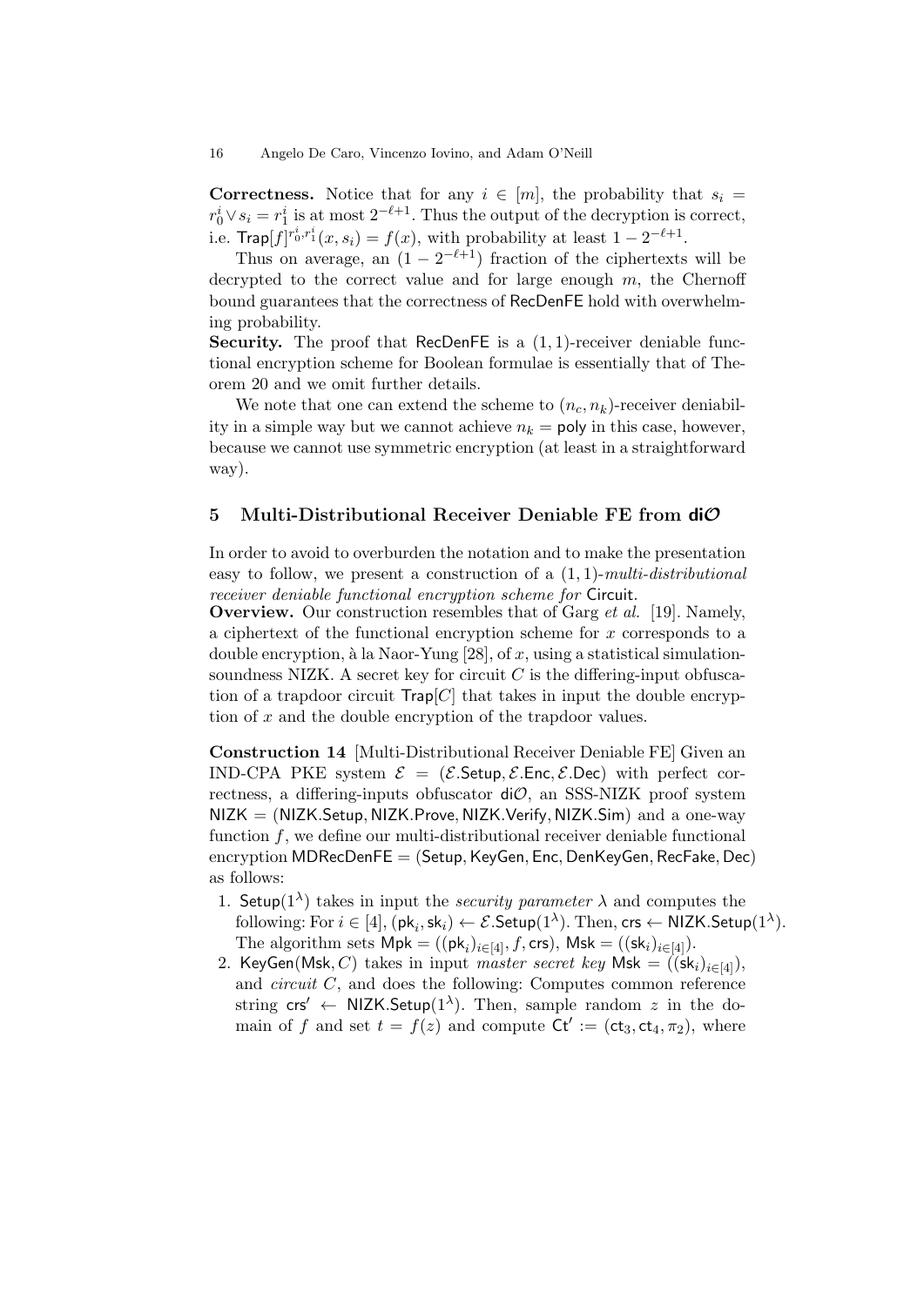**Correctness.** Notice that for any $i \in [m]$, the probability that $s_i = r_0^i \vee s_i = r_1^i$ is at most $2^{-\ell+1}$. Thus the output of the decryption is correct, i.e. $\mathsf{Trap}[f]^{r_0^i,r_1^i}(x, s_i) = f(x)$, with probability at least $1 - 2^{-\ell+1}$.

Thus on average, an $(1 - 2^{-\ell+1})$ fraction of the ciphertexts will be decrypted to the correct value and for large enough $m$, the Chernoff bound guarantees that the correctness of $\mathsf{RecDenFE}$ hold with overwhelming probability.

**Security.** The proof that $\mathsf{RecDenFE}$ is a $(1, 1)$-receiver deniable functional encryption scheme for Boolean formulae is essentially that of Theorem 20 and we omit further details.

We note that one can extend the scheme to $(n_c, n_k)$-receiver deniability in a simple way but we cannot achieve $n_k = \mathsf{poly}$ in this case, however, because we cannot use symmetric encryption (at least in a straightforward way).

## 5 Multi-Distributional Receiver Deniable FE from $\mathsf{di}\mathcal{O}$

In order to avoid to overburden the notation and to make the presentation easy to follow, we present a construction of a $(1, 1)$-*multi-distributional receiver deniable functional encryption scheme for* $\mathsf{Circuit}$.

**Overview.** Our construction resembles that of Garg *et al.* [19]. Namely, a ciphertext of the functional encryption scheme for $x$ corresponds to a double encryption, à la Naor-Yung [28], of $x$, using a statistical simulation-soundness NIZK. A secret key for circuit $C$ is the differing-input obfuscation of a trapdoor circuit $\mathsf{Trap}[C]$ that takes in input the double encryption of $x$ and the double encryption of the trapdoor values.

**Construction 14** [Multi-Distributional Receiver Deniable FE] Given an IND-CPA PKE system $\mathcal{E} = (\mathcal{E}.\mathsf{Setup}, \mathcal{E}.\mathsf{Enc}, \mathcal{E}.\mathsf{Dec})$ with perfect correctness, a differing-inputs obfuscator $\mathsf{di}\mathcal{O}$, an SSS-NIZK proof system $\mathsf{NIZK} = (\mathsf{NIZK.Setup}, \mathsf{NIZK.Prove}, \mathsf{NIZK.Verify}, \mathsf{NIZK.Sim})$ and a one-way function $f$, we define our multi-distributional receiver deniable functional encryption $\mathsf{MDRecDenFE} = (\mathsf{Setup}, \mathsf{KeyGen}, \mathsf{Enc}, \mathsf{DenKeyGen}, \mathsf{RecFake}, \mathsf{Dec})$ as follows:

1. $\mathsf{Setup}(1^\lambda)$ takes in input the *security parameter* $\lambda$ and computes the following: For $i \in [4]$, $(\mathsf{pk}_i, \mathsf{sk}_i) \leftarrow \mathcal{E}.\mathsf{Setup}(1^\lambda)$. Then, $\mathsf{crs} \leftarrow \mathsf{NIZK.Setup}(1^\lambda)$. The algorithm sets $\mathsf{Mpk} = ((\mathsf{pk}_i)_{i\in[4]}, f, \mathsf{crs})$, $\mathsf{Msk} = ((\mathsf{sk}_i)_{i\in[4]})$.
2. $\mathsf{KeyGen}(\mathsf{Msk}, C)$ takes in input *master secret key* $\mathsf{Msk} = ((\mathsf{sk}_i)_{i\in[4]})$, and *circuit* $C$, and does the following: Computes common reference string $\mathsf{crs}' \leftarrow \mathsf{NIZK.Setup}(1^\lambda)$. Then, sample random $z$ in the domain of $f$ and set $t = f(z)$ and compute $\mathsf{Ct}' := (\mathsf{ct}_3, \mathsf{ct}_4, \pi_2)$, where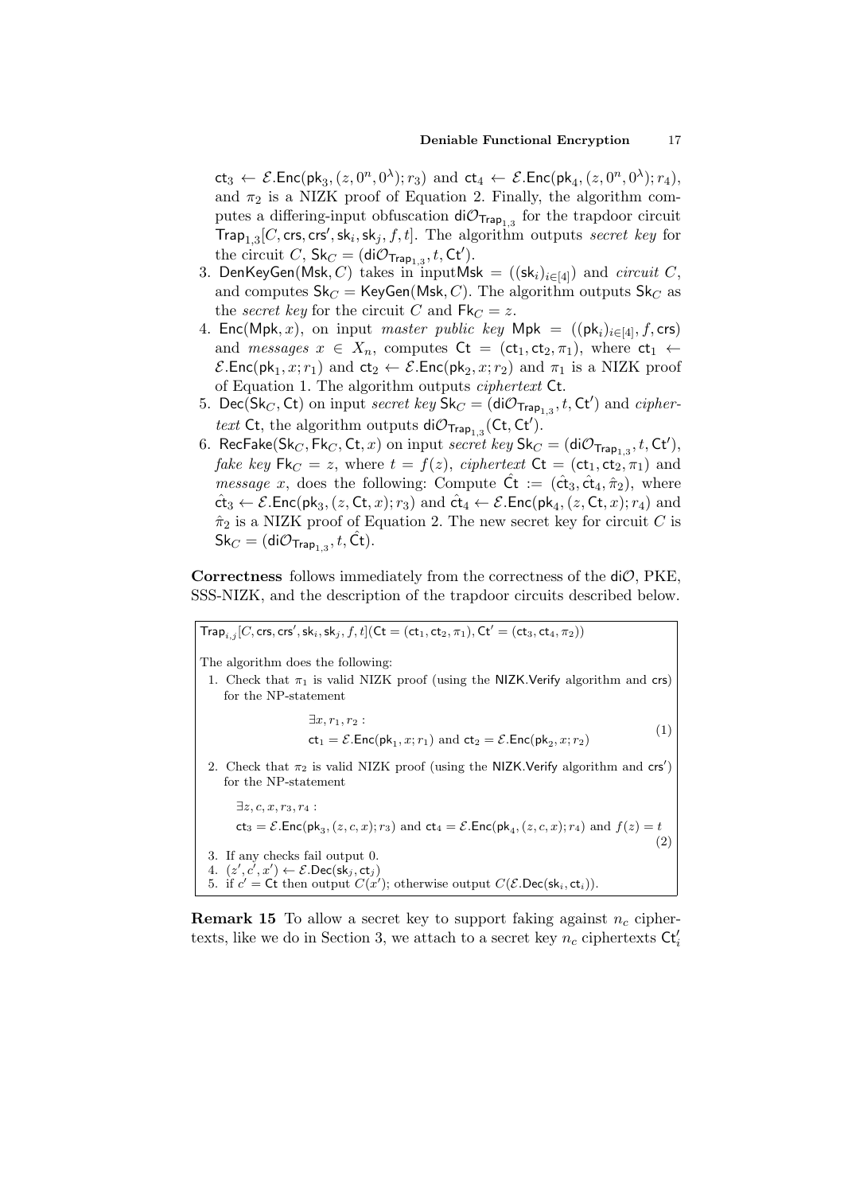$\mathsf{ct}_3 \leftarrow \mathcal{E}.\mathsf{Enc}(\mathsf{pk}_3, (z, 0^n, 0^\lambda); r_3)$ and $\mathsf{ct}_4 \leftarrow \mathcal{E}.\mathsf{Enc}(\mathsf{pk}_4, (z, 0^n, 0^\lambda); r_4)$, and $\pi_2$ is a NIZK proof of Equation 2. Finally, the algorithm computes a differing-input obfuscation $\mathsf{di}\mathcal{O}_{\mathsf{Trap}_{1,3}}$ for the trapdoor circuit $\mathsf{Trap}_{1,3}[C, \mathsf{crs}, \mathsf{crs}', \mathsf{sk}_i, \mathsf{sk}_j, f, t]$. The algorithm outputs *secret key* for the circuit $C$, $\mathsf{Sk}_C = (\mathsf{di}\mathcal{O}_{\mathsf{Trap}_{1,3}}, t, \mathsf{Ct}')$.

3. $\mathsf{DenKeyGen}(\mathsf{Msk}, C)$ takes in input$\mathsf{Msk} = ((\mathsf{sk}_i)_{i \in [4]})$ and *circuit* $C$, and computes $\mathsf{Sk}_C = \mathsf{KeyGen}(\mathsf{Msk}, C)$. The algorithm outputs $\mathsf{Sk}_C$ as the *secret key* for the circuit $C$ and $\mathsf{Fk}_C = z$.
4. $\mathsf{Enc}(\mathsf{Mpk}, x)$, on input *master public key* $\mathsf{Mpk} = ((\mathsf{pk}_i)_{i \in [4]}, f, \mathsf{crs})$ and *messages* $x \in X_n$, computes $\mathsf{Ct} = (\mathsf{ct}_1, \mathsf{ct}_2, \pi_1)$, where $\mathsf{ct}_1 \leftarrow \mathcal{E}.\mathsf{Enc}(\mathsf{pk}_1, x; r_1)$ and $\mathsf{ct}_2 \leftarrow \mathcal{E}.\mathsf{Enc}(\mathsf{pk}_2, x; r_2)$ and $\pi_1$ is a NIZK proof of Equation 1. The algorithm outputs *ciphertext* $\mathsf{Ct}$.
5. $\mathsf{Dec}(\mathsf{Sk}_C, \mathsf{Ct})$ on input *secret key* $\mathsf{Sk}_C = (\mathsf{di}\mathcal{O}_{\mathsf{Trap}_{1,3}}, t, \mathsf{Ct}')$ and *ciphertext* $\mathsf{Ct}$, the algorithm outputs $\mathsf{di}\mathcal{O}_{\mathsf{Trap}_{1,3}}(\mathsf{Ct}, \mathsf{Ct}')$.
6. $\mathsf{RecFake}(\mathsf{Sk}_C, \mathsf{Fk}_C, \mathsf{Ct}, x)$ on input *secret key* $\mathsf{Sk}_C = (\mathsf{di}\mathcal{O}_{\mathsf{Trap}_{1,3}}, t, \mathsf{Ct}')$, *fake key* $\mathsf{Fk}_C = z$, where $t = f(z)$, *ciphertext* $\mathsf{Ct} = (\mathsf{ct}_1, \mathsf{ct}_2, \pi_1)$ and *message* $x$, does the following: Compute $\hat{\mathsf{Ct}} := (\hat{\mathsf{ct}}_3, \hat{\mathsf{ct}}_4, \hat{\pi}_2)$, where $\hat{\mathsf{ct}}_3 \leftarrow \mathcal{E}.\mathsf{Enc}(\mathsf{pk}_3, (z, \mathsf{Ct}, x); r_3)$ and $\hat{\mathsf{ct}}_4 \leftarrow \mathcal{E}.\mathsf{Enc}(\mathsf{pk}_4, (z, \mathsf{Ct}, x); r_4)$ and $\hat{\pi}_2$ is a NIZK proof of Equation 2. The new secret key for circuit $C$ is $\mathsf{Sk}_C = (\mathsf{di}\mathcal{O}_{\mathsf{Trap}_{1,3}}, t, \hat{\mathsf{Ct}})$.

**Correctness** follows immediately from the correctness of the $\mathsf{di}\mathcal{O}$, PKE, SSS-NIZK, and the description of the trapdoor circuits described below.

$\mathsf{Trap}_{i,j}[C, \mathsf{crs}, \mathsf{crs}', \mathsf{sk}_i, \mathsf{sk}_j, f, t](\mathsf{Ct} = (\mathsf{ct}_1, \mathsf{ct}_2, \pi_1), \mathsf{Ct}' = (\mathsf{ct}_3, \mathsf{ct}_4, \pi_2))$

The algorithm does the following:

1. Check that $\pi_1$ is valid NIZK proof (using the $\mathsf{NIZK.Verify}$ algorithm and $\mathsf{crs}$) for the NP-statement

$$\exists x, r_1, r_2 : \mathsf{ct}_1 = \mathcal{E}.\mathsf{Enc}(\mathsf{pk}_1, x; r_1) \text{ and } \mathsf{ct}_2 = \mathcal{E}.\mathsf{Enc}(\mathsf{pk}_2, x; r_2) \tag{1}$$

2. Check that $\pi_2$ is valid NIZK proof (using the $\mathsf{NIZK.Verify}$ algorithm and $\mathsf{crs}'$) for the NP-statement

$$\exists z, c, x, r_3, r_4 : \mathsf{ct}_3 = \mathcal{E}.\mathsf{Enc}(\mathsf{pk}_3, (z, c, x); r_3) \text{ and } \mathsf{ct}_4 = \mathcal{E}.\mathsf{Enc}(\mathsf{pk}_4, (z, c, x); r_4) \text{ and } f(z) = t \tag{2}$$

3. If any checks fail output 0.
4. $(z', c', x') \leftarrow \mathcal{E}.\mathsf{Dec}(\mathsf{sk}_j, \mathsf{ct}_j)$
5. if $c' = \mathsf{Ct}$ then output $C(x')$; otherwise output $C(\mathcal{E}.\mathsf{Dec}(\mathsf{sk}_i, \mathsf{ct}_i))$.

**Remark 15** To allow a secret key to support faking against $n_c$ ciphertexts, like we do in Section 3, we attach to a secret key $n_c$ ciphertexts $\mathsf{Ct}'_i$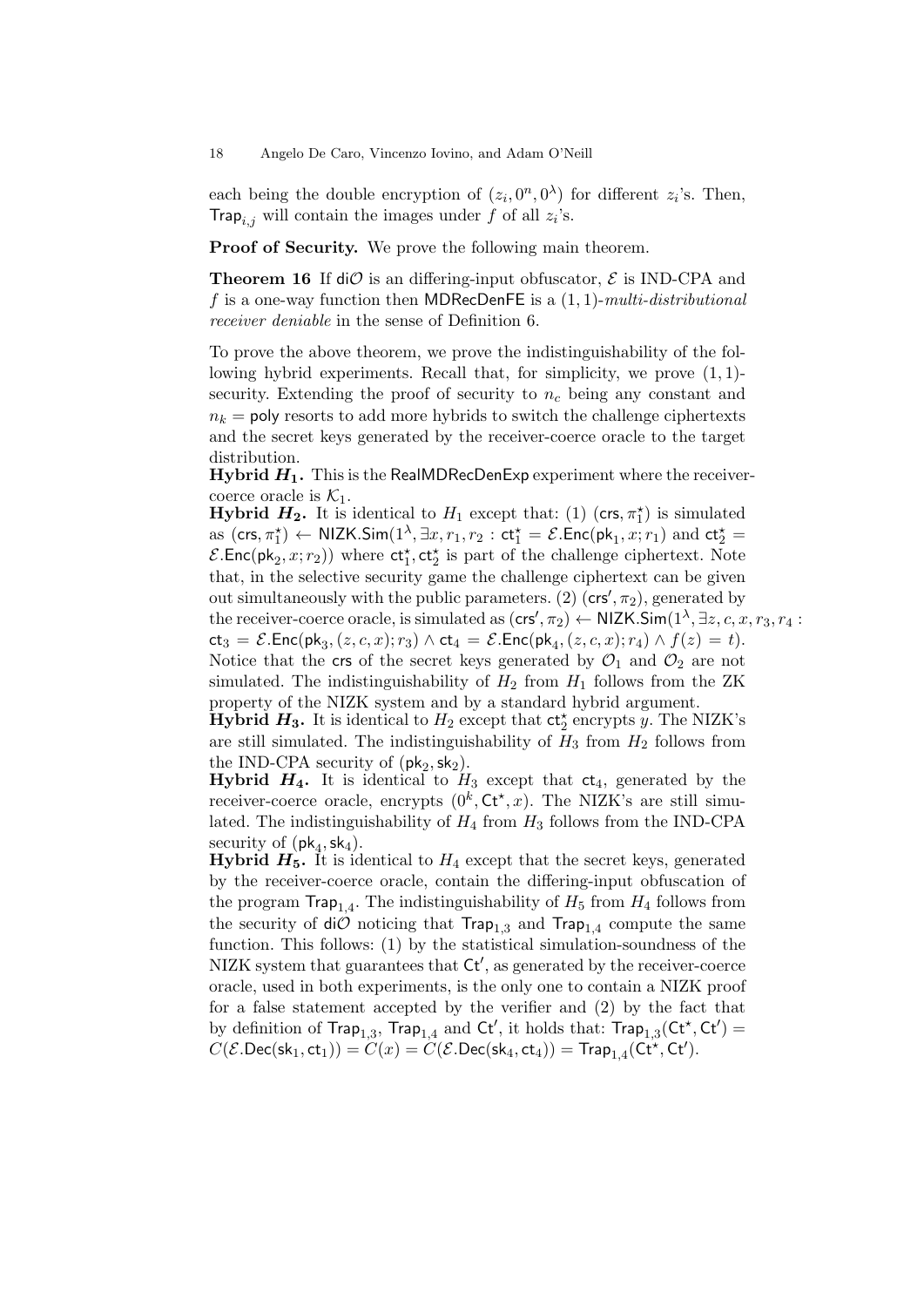each being the double encryption of $(z_i, 0^n, 0^\lambda)$ for different $z_i$'s. Then, $\mathsf{Trap}_{i,j}$ will contain the images under $f$ of all $z_i$'s.

**Proof of Security.** We prove the following main theorem.

**Theorem 16** If $\mathsf{di}\mathcal{O}$ is an differing-input obfuscator, $\mathcal{E}$ is IND-CPA and $f$ is a one-way function then $\mathsf{MDRecDenFE}$ is a $(1,1)$-*multi-distributional receiver deniable* in the sense of Definition 6.

To prove the above theorem, we prove the indistinguishability of the following hybrid experiments. Recall that, for simplicity, we prove $(1,1)$-security. Extending the proof of security to $n_c$ being any constant and $n_k = \mathsf{poly}$ resorts to add more hybrids to switch the challenge ciphertexts and the secret keys generated by the receiver-coerce oracle to the target distribution.

**Hybrid $H_1$.** This is the $\mathsf{RealMDRecDenExp}$ experiment where the receiver-coerce oracle is $\mathcal{K}_1$.

**Hybrid $H_2$.** It is identical to $H_1$ except that: (1) $(\mathsf{crs}, \pi_1^\star)$ is simulated as $(\mathsf{crs}, \pi_1^\star) \leftarrow \mathsf{NIZK.Sim}(1^\lambda, \exists x, r_1, r_2 : \mathsf{ct}_1^\star = \mathcal{E}.\mathsf{Enc}(\mathsf{pk}_1, x; r_1)$ and $\mathsf{ct}_2^\star = \mathcal{E}.\mathsf{Enc}(\mathsf{pk}_2, x; r_2))$ where $\mathsf{ct}_1^\star, \mathsf{ct}_2^\star$ is part of the challenge ciphertext. Note that, in the selective security game the challenge ciphertext can be given out simultaneously with the public parameters. (2) $(\mathsf{crs}', \pi_2)$, generated by the receiver-coerce oracle, is simulated as $(\mathsf{crs}', \pi_2) \leftarrow \mathsf{NIZK.Sim}(1^\lambda, \exists z, c, x, r_3, r_4 : \mathsf{ct}_3 = \mathcal{E}.\mathsf{Enc}(\mathsf{pk}_3, (z, c, x); r_3) \wedge \mathsf{ct}_4 = \mathcal{E}.\mathsf{Enc}(\mathsf{pk}_4, (z, c, x); r_4) \wedge f(z) = t)$. Notice that the $\mathsf{crs}$ of the secret keys generated by $\mathcal{O}_1$ and $\mathcal{O}_2$ are not simulated. The indistinguishability of $H_2$ from $H_1$ follows from the ZK property of the NIZK system and by a standard hybrid argument.

**Hybrid $H_3$.** It is identical to $H_2$ except that $\mathsf{ct}_2^\star$ encrypts $y$. The NIZK's are still simulated. The indistinguishability of $H_3$ from $H_2$ follows from the IND-CPA security of $(\mathsf{pk}_2, \mathsf{sk}_2)$.

**Hybrid $H_4$.** It is identical to $H_3$ except that $\mathsf{ct}_4$, generated by the receiver-coerce oracle, encrypts $(0^k, \mathsf{Ct}^\star, x)$. The NIZK's are still simulated. The indistinguishability of $H_4$ from $H_3$ follows from the IND-CPA security of $(\mathsf{pk}_4, \mathsf{sk}_4)$.

**Hybrid $H_5$.** It is identical to $H_4$ except that the secret keys, generated by the receiver-coerce oracle, contain the differing-input obfuscation of the program $\mathsf{Trap}_{1,4}$. The indistinguishability of $H_5$ from $H_4$ follows from the security of $\mathsf{di}\mathcal{O}$ noticing that $\mathsf{Trap}_{1,3}$ and $\mathsf{Trap}_{1,4}$ compute the same function. This follows: (1) by the statistical simulation-soundness of the NIZK system that guarantees that $\mathsf{Ct}'$, as generated by the receiver-coerce oracle, used in both experiments, is the only one to contain a NIZK proof for a false statement accepted by the verifier and (2) by the fact that by definition of $\mathsf{Trap}_{1,3}$, $\mathsf{Trap}_{1,4}$ and $\mathsf{Ct}'$, it holds that: $\mathsf{Trap}_{1,3}(\mathsf{Ct}^\star, \mathsf{Ct}') = C(\mathcal{E}.\mathsf{Dec}(\mathsf{sk}_1, \mathsf{ct}_1)) = C(x) = C(\mathcal{E}.\mathsf{Dec}(\mathsf{sk}_4, \mathsf{ct}_4)) = \mathsf{Trap}_{1,4}(\mathsf{Ct}^\star, \mathsf{Ct}')$.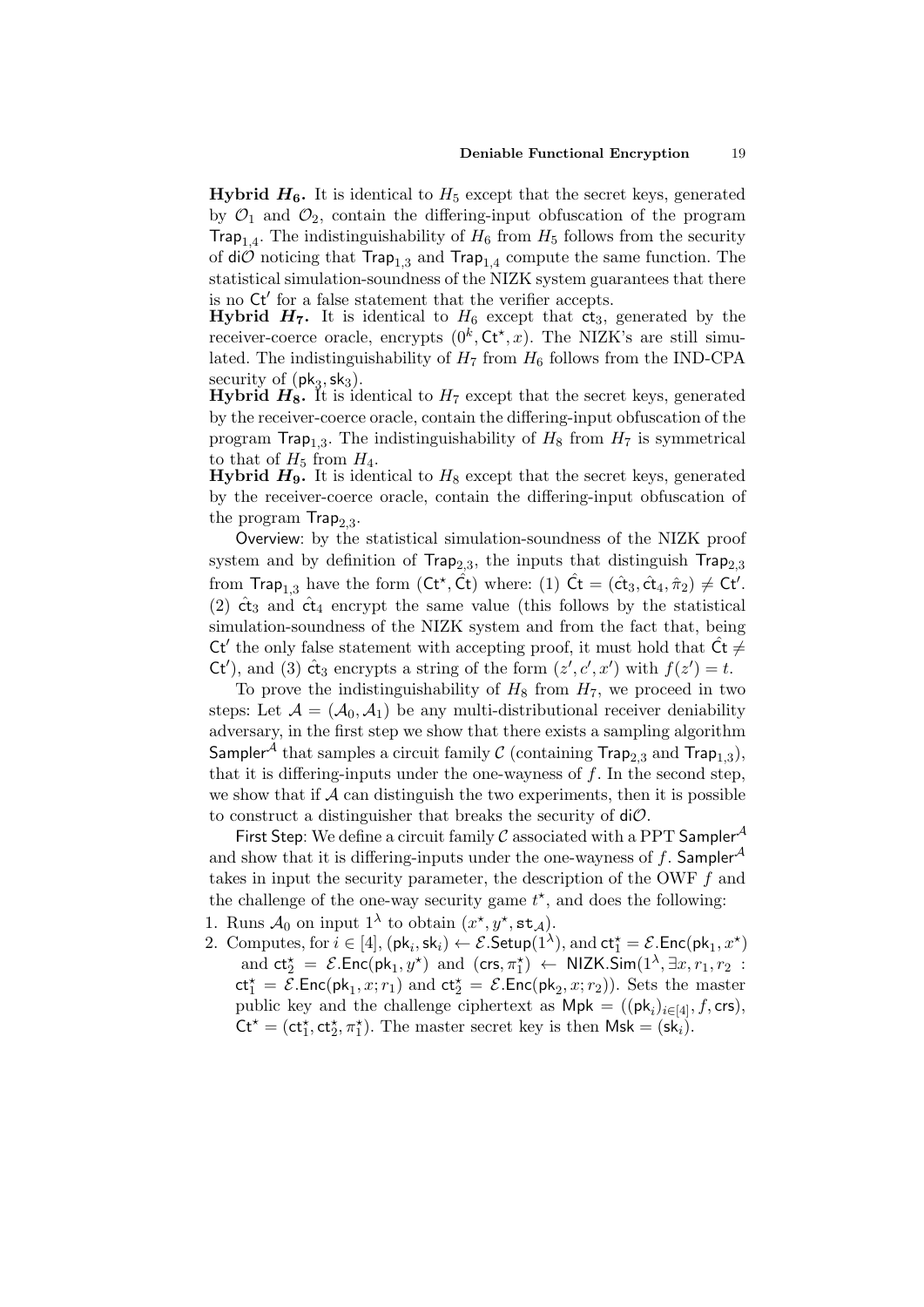**Hybrid $H_6$.** It is identical to $H_5$ except that the secret keys, generated by $\mathcal{O}_1$ and $\mathcal{O}_2$, contain the differing-input obfuscation of the program $\mathsf{Trap}_{1,4}$. The indistinguishability of $H_6$ from $H_5$ follows from the security of $\mathsf{di}\mathcal{O}$ noticing that $\mathsf{Trap}_{1,3}$ and $\mathsf{Trap}_{1,4}$ compute the same function. The statistical simulation-soundness of the NIZK system guarantees that there is no $\mathsf{Ct}'$ for a false statement that the verifier accepts.

**Hybrid $H_7$.** It is identical to $H_6$ except that $\mathsf{ct}_3$, generated by the receiver-coerce oracle, encrypts $(0^k, \mathsf{Ct}^\star, x)$. The NIZK's are still simulated. The indistinguishability of $H_7$ from $H_6$ follows from the IND-CPA security of $(\mathsf{pk}_3, \mathsf{sk}_3)$.

**Hybrid $H_8$.** It is identical to $H_7$ except that the secret keys, generated by the receiver-coerce oracle, contain the differing-input obfuscation of the program $\mathsf{Trap}_{1,3}$. The indistinguishability of $H_8$ from $H_7$ is symmetrical to that of $H_5$ from $H_4$.

**Hybrid $H_9$.** It is identical to $H_8$ except that the secret keys, generated by the receiver-coerce oracle, contain the differing-input obfuscation of the program $\mathsf{Trap}_{2,3}$.

Overview: by the statistical simulation-soundness of the NIZK proof system and by definition of $\mathsf{Trap}_{2,3}$, the inputs that distinguish $\mathsf{Trap}_{2,3}$ from $\mathsf{Trap}_{1,3}$ have the form $(\mathsf{Ct}^\star, \hat{\mathsf{Ct}})$ where: (1) $\hat{\mathsf{Ct}} = (\hat{\mathsf{ct}}_3, \hat{\mathsf{ct}}_4, \hat{\pi}_2) \neq \mathsf{Ct}'$. (2) $\hat{\mathsf{ct}}_3$ and $\hat{\mathsf{ct}}_4$ encrypt the same value (this follows by the statistical simulation-soundness of the NIZK system and from the fact that, being $\mathsf{Ct}'$ the only false statement with accepting proof, it must hold that $\hat{\mathsf{Ct}} \neq \mathsf{Ct}'$), and (3) $\hat{\mathsf{ct}}_3$ encrypts a string of the form $(z', c', x')$ with $f(z') = t$.

To prove the indistinguishability of $H_8$ from $H_7$, we proceed in two steps: Let $\mathcal{A} = (\mathcal{A}_0, \mathcal{A}_1)$ be any multi-distributional receiver deniability adversary, in the first step we show that there exists a sampling algorithm $\mathsf{Sampler}^{\mathcal{A}}$ that samples a circuit family $\mathcal{C}$ (containing $\mathsf{Trap}_{2,3}$ and $\mathsf{Trap}_{1,3}$), that it is differing-inputs under the one-wayness of $f$. In the second step, we show that if $\mathcal{A}$ can distinguish the two experiments, then it is possible to construct a distinguisher that breaks the security of $\mathsf{di}\mathcal{O}$.

First Step: We define a circuit family $\mathcal{C}$ associated with a PPT $\mathsf{Sampler}^{\mathcal{A}}$ and show that it is differing-inputs under the one-wayness of $f$. $\mathsf{Sampler}^{\mathcal{A}}$ takes in input the security parameter, the description of the OWF $f$ and the challenge of the one-way security game $t^\star$, and does the following:

1. Runs $\mathcal{A}_0$ on input $1^\lambda$ to obtain $(x^\star, y^\star, \mathtt{st}_{\mathcal{A}})$.
2. Computes, for $i \in [4]$, $(\mathsf{pk}_i, \mathsf{sk}_i) \leftarrow \mathcal{E}.\mathsf{Setup}(1^\lambda)$, and $\mathsf{ct}^\star_1 = \mathcal{E}.\mathsf{Enc}(\mathsf{pk}_1, x^\star)$ and $\mathsf{ct}^\star_2 = \mathcal{E}.\mathsf{Enc}(\mathsf{pk}_1, y^\star)$ and $(\mathsf{crs}, \pi^\star_1) \leftarrow \mathsf{NIZK}.\mathsf{Sim}(1^\lambda, \exists x, r_1, r_2 : \mathsf{ct}^\star_1 = \mathcal{E}.\mathsf{Enc}(\mathsf{pk}_1, x; r_1) \text{ and } \mathsf{ct}^\star_2 = \mathcal{E}.\mathsf{Enc}(\mathsf{pk}_2, x; r_2))$. Sets the master public key and the challenge ciphertext as $\mathsf{Mpk} = ((\mathsf{pk}_i)_{i \in [4]}, f, \mathsf{crs})$, $\mathsf{Ct}^\star = (\mathsf{ct}^\star_1, \mathsf{ct}^\star_2, \pi^\star_1)$. The master secret key is then $\mathsf{Msk} = (\mathsf{sk}_i)$.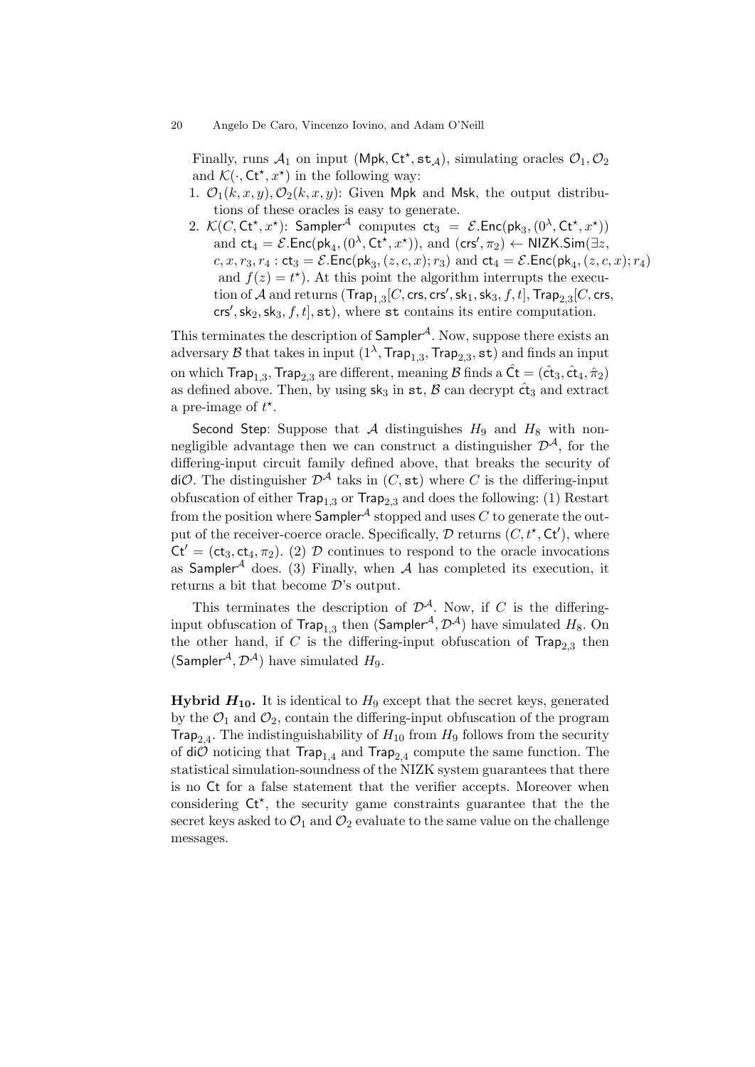Finally, runs $\mathcal{A}_1$ on input $(\mathsf{Mpk}, \mathsf{Ct}^\star, \mathtt{st}_{\mathcal{A}})$, simulating oracles $\mathcal{O}_1, \mathcal{O}_2$ and $\mathcal{K}(\cdot, \mathsf{Ct}^\star, x^\star)$ in the following way:

1. $\mathcal{O}_1(k, x, y), \mathcal{O}_2(k, x, y)$: Given $\mathsf{Mpk}$ and $\mathsf{Msk}$, the output distributions of these oracles is easy to generate.
2. $\mathcal{K}(C, \mathsf{Ct}^\star, x^\star)$: $\mathsf{Sampler}^{\mathcal{A}}$ computes $\mathsf{ct}_3 = \mathcal{E}.\mathsf{Enc}(\mathsf{pk}_3, (0^\lambda, \mathsf{Ct}^\star, x^\star))$ and $\mathsf{ct}_4 = \mathcal{E}.\mathsf{Enc}(\mathsf{pk}_4, (0^\lambda, \mathsf{Ct}^\star, x^\star))$, and $(\mathsf{crs}', \pi_2) \leftarrow \mathsf{NIZK}.\mathsf{Sim}(\exists z, c, x, r_3, r_4 : \mathsf{ct}_3 = \mathcal{E}.\mathsf{Enc}(\mathsf{pk}_3, (z, c, x); r_3)$ and $\mathsf{ct}_4 = \mathcal{E}.\mathsf{Enc}(\mathsf{pk}_4, (z, c, x); r_4)$ and $f(z) = t^\star)$. At this point the algorithm interrupts the execution of $\mathcal{A}$ and returns $(\mathsf{Trap}_{1,3}[C, \mathsf{crs}, \mathsf{crs}', \mathsf{sk}_1, \mathsf{sk}_3, f, t], \mathsf{Trap}_{2,3}[C, \mathsf{crs}, \mathsf{crs}', \mathsf{sk}_2, \mathsf{sk}_3, f, t], \mathtt{st})$, where $\mathtt{st}$ contains its entire computation.

This terminates the description of $\mathsf{Sampler}^{\mathcal{A}}$. Now, suppose there exists an adversary $\mathcal{B}$ that takes in input $(1^\lambda, \mathsf{Trap}_{1,3}, \mathsf{Trap}_{2,3}, \mathtt{st})$ and finds an input on which $\mathsf{Trap}_{1,3}, \mathsf{Trap}_{2,3}$ are different, meaning $\mathcal{B}$ finds a $\hat{\mathsf{Ct}} = (\hat{\mathsf{ct}}_3, \hat{\mathsf{ct}}_4, \hat{\pi}_2)$ as defined above. Then, by using $\mathsf{sk}_3$ in $\mathtt{st}$, $\mathcal{B}$ can decrypt $\hat{\mathsf{ct}}_3$ and extract a pre-image of $t^\star$.

Second Step: Suppose that $\mathcal{A}$ distinguishes $H_9$ and $H_8$ with non-negligible advantage then we can construct a distinguisher $\mathcal{D}^{\mathcal{A}}$, for the differing-input circuit family defined above, that breaks the security of $\mathsf{di}\mathcal{O}$. The distinguisher $\mathcal{D}^{\mathcal{A}}$ taks in $(C, \mathtt{st})$ where $C$ is the differing-input obfuscation of either $\mathsf{Trap}_{1,3}$ or $\mathsf{Trap}_{2,3}$ and does the following: (1) Restart from the position where $\mathsf{Sampler}^{\mathcal{A}}$ stopped and uses $C$ to generate the output of the receiver-coerce oracle. Specifically, $\mathcal{D}$ returns $(C, t^\star, \mathsf{Ct}')$, where $\mathsf{Ct}' = (\mathsf{ct}_3, \mathsf{ct}_4, \pi_2)$. (2) $\mathcal{D}$ continues to respond to the oracle invocations as $\mathsf{Sampler}^{\mathcal{A}}$ does. (3) Finally, when $\mathcal{A}$ has completed its execution, it returns a bit that become $\mathcal{D}$'s output.

This terminates the description of $\mathcal{D}^{\mathcal{A}}$. Now, if $C$ is the differing-input obfuscation of $\mathsf{Trap}_{1,3}$ then $(\mathsf{Sampler}^{\mathcal{A}}, \mathcal{D}^{\mathcal{A}})$ have simulated $H_8$. On the other hand, if $C$ is the differing-input obfuscation of $\mathsf{Trap}_{2,3}$ then $(\mathsf{Sampler}^{\mathcal{A}}, \mathcal{D}^{\mathcal{A}})$ have simulated $H_9$.

**Hybrid $H_{10}$.** It is identical to $H_9$ except that the secret keys, generated by the $\mathcal{O}_1$ and $\mathcal{O}_2$, contain the differing-input obfuscation of the program $\mathsf{Trap}_{2,4}$. The indistinguishability of $H_{10}$ from $H_9$ follows from the security of $\mathsf{di}\mathcal{O}$ noticing that $\mathsf{Trap}_{1,4}$ and $\mathsf{Trap}_{2,4}$ compute the same function. The statistical simulation-soundness of the NIZK system guarantees that there is no $\mathsf{Ct}$ for a false statement that the verifier accepts. Moreover when considering $\mathsf{Ct}^\star$, the security game constraints guarantee that the the secret keys asked to $\mathcal{O}_1$ and $\mathcal{O}_2$ evaluate to the same value on the challenge messages.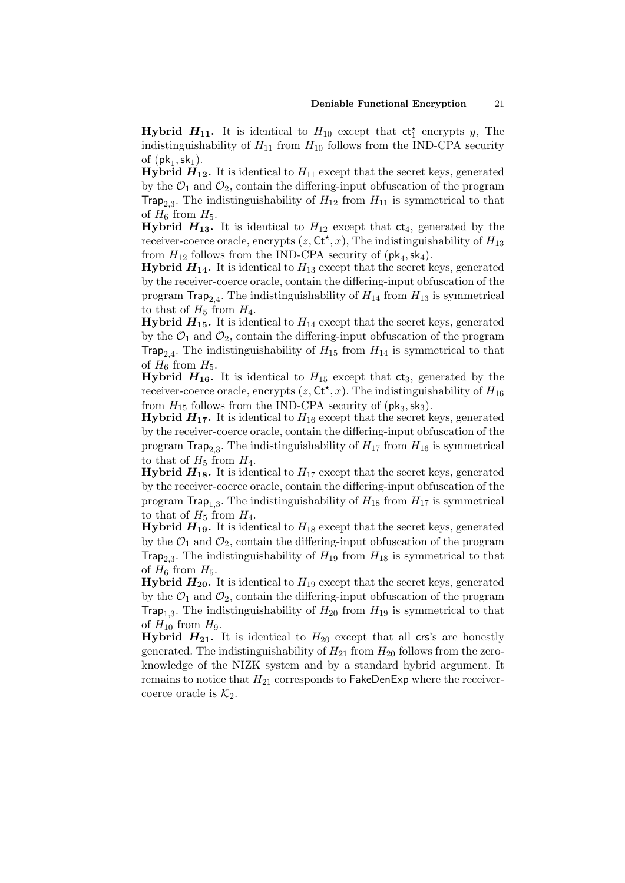**Hybrid $H_{11}$.** It is identical to $H_{10}$ except that $\mathsf{ct}_1^\star$ encrypts $y$, The indistinguishability of $H_{11}$ from $H_{10}$ follows from the IND-CPA security of $(\mathsf{pk}_1, \mathsf{sk}_1)$.

**Hybrid $H_{12}$.** It is identical to $H_{11}$ except that the secret keys, generated by the $\mathcal{O}_1$ and $\mathcal{O}_2$, contain the differing-input obfuscation of the program $\mathsf{Trap}_{2,3}$. The indistinguishability of $H_{12}$ from $H_{11}$ is symmetrical to that of $H_6$ from $H_5$.

**Hybrid $H_{13}$.** It is identical to $H_{12}$ except that $\mathsf{ct}_4$, generated by the receiver-coerce oracle, encrypts $(z, \mathsf{Ct}^\star, x)$, The indistinguishability of $H_{13}$ from $H_{12}$ follows from the IND-CPA security of $(\mathsf{pk}_4, \mathsf{sk}_4)$.

**Hybrid $H_{14}$.** It is identical to $H_{13}$ except that the secret keys, generated by the receiver-coerce oracle, contain the differing-input obfuscation of the program $\mathsf{Trap}_{2,4}$. The indistinguishability of $H_{14}$ from $H_{13}$ is symmetrical to that of $H_5$ from $H_4$.

**Hybrid $H_{15}$.** It is identical to $H_{14}$ except that the secret keys, generated by the $\mathcal{O}_1$ and $\mathcal{O}_2$, contain the differing-input obfuscation of the program $\mathsf{Trap}_{2,4}$. The indistinguishability of $H_{15}$ from $H_{14}$ is symmetrical to that of $H_6$ from $H_5$.

**Hybrid $H_{16}$.** It is identical to $H_{15}$ except that $\mathsf{ct}_3$, generated by the receiver-coerce oracle, encrypts $(z, \mathsf{Ct}^\star, x)$. The indistinguishability of $H_{16}$ from $H_{15}$ follows from the IND-CPA security of $(\mathsf{pk}_3, \mathsf{sk}_3)$.

**Hybrid $H_{17}$.** It is identical to $H_{16}$ except that the secret keys, generated by the receiver-coerce oracle, contain the differing-input obfuscation of the program $\mathsf{Trap}_{2,3}$. The indistinguishability of $H_{17}$ from $H_{16}$ is symmetrical to that of $H_5$ from $H_4$.

**Hybrid $H_{18}$.** It is identical to $H_{17}$ except that the secret keys, generated by the receiver-coerce oracle, contain the differing-input obfuscation of the program $\mathsf{Trap}_{1,3}$. The indistinguishability of $H_{18}$ from $H_{17}$ is symmetrical to that of $H_5$ from $H_4$.

**Hybrid $H_{19}$.** It is identical to $H_{18}$ except that the secret keys, generated by the $\mathcal{O}_1$ and $\mathcal{O}_2$, contain the differing-input obfuscation of the program $\mathsf{Trap}_{2,3}$. The indistinguishability of $H_{19}$ from $H_{18}$ is symmetrical to that of $H_6$ from $H_5$.

**Hybrid $H_{20}$.** It is identical to $H_{19}$ except that the secret keys, generated by the $\mathcal{O}_1$ and $\mathcal{O}_2$, contain the differing-input obfuscation of the program $\mathsf{Trap}_{1,3}$. The indistinguishability of $H_{20}$ from $H_{19}$ is symmetrical to that of $H_{10}$ from $H_9$.

**Hybrid $H_{21}$.** It is identical to $H_{20}$ except that all $\mathsf{crs}$'s are honestly generated. The indistinguishability of $H_{21}$ from $H_{20}$ follows from the zero-knowledge of the NIZK system and by a standard hybrid argument. It remains to notice that $H_{21}$ corresponds to $\mathsf{FakeDenExp}$ where the receiver-coerce oracle is $\mathcal{K}_2$.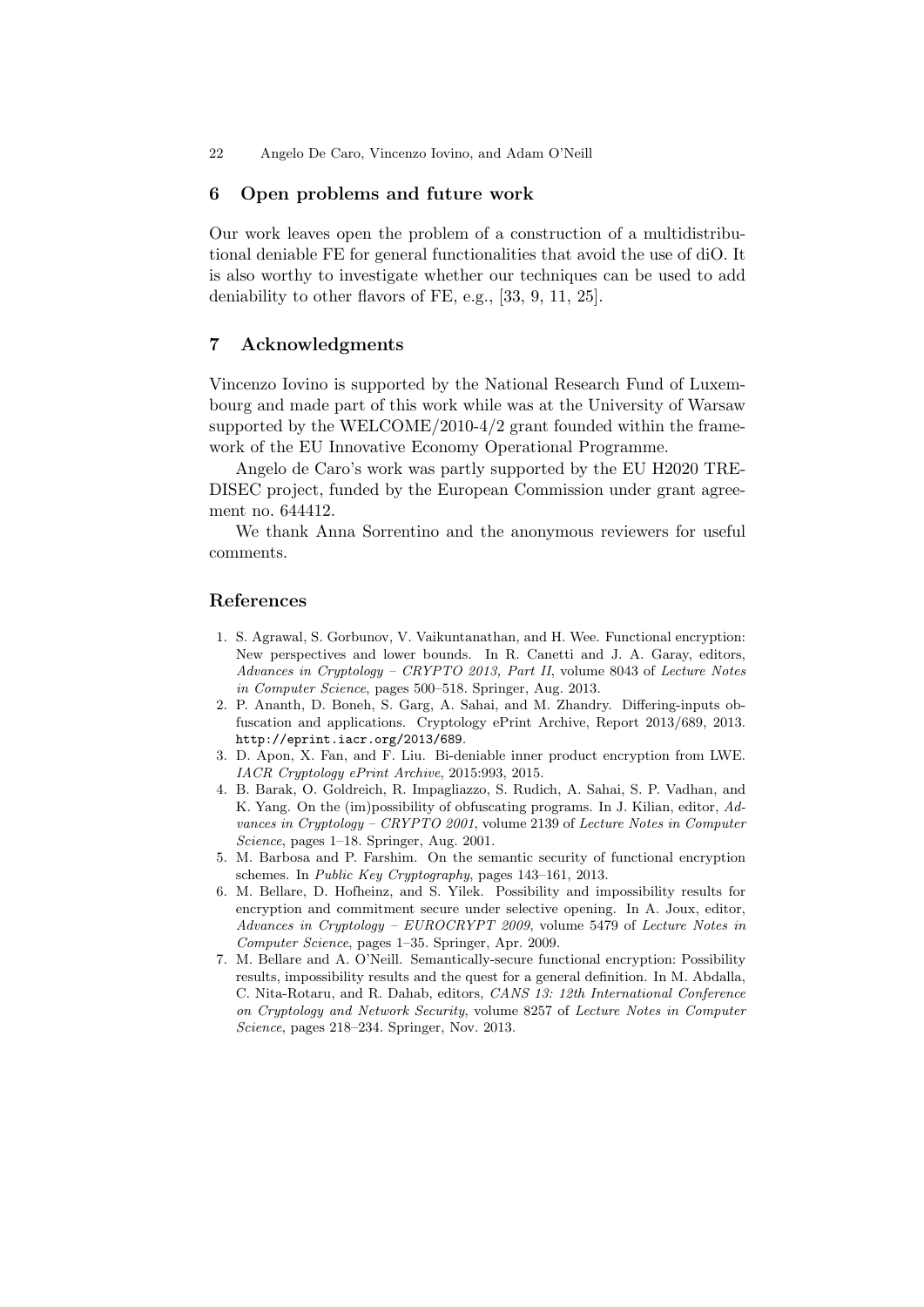## 6 Open problems and future work

Our work leaves open the problem of a construction of a multidistributional deniable FE for general functionalities that avoid the use of diO. It is also worthy to investigate whether our techniques can be used to add deniability to other flavors of FE, e.g., [33, 9, 11, 25].

## 7 Acknowledgments

Vincenzo Iovino is supported by the National Research Fund of Luxembourg and made part of this work while was at the University of Warsaw supported by the WELCOME/2010-4/2 grant founded within the framework of the EU Innovative Economy Operational Programme.

Angelo de Caro's work was partly supported by the EU H2020 TREDISEC project, funded by the European Commission under grant agreement no. 644412.

We thank Anna Sorrentino and the anonymous reviewers for useful comments.

## References

1. S. Agrawal, S. Gorbunov, V. Vaikuntanathan, and H. Wee. Functional encryption: New perspectives and lower bounds. In R. Canetti and J. A. Garay, editors, *Advances in Cryptology – CRYPTO 2013, Part II*, volume 8043 of *Lecture Notes in Computer Science*, pages 500–518. Springer, Aug. 2013.
2. P. Ananth, D. Boneh, S. Garg, A. Sahai, and M. Zhandry. Differing-inputs obfuscation and applications. Cryptology ePrint Archive, Report 2013/689, 2013. http://eprint.iacr.org/2013/689.
3. D. Apon, X. Fan, and F. Liu. Bi-deniable inner product encryption from LWE. *IACR Cryptology ePrint Archive*, 2015:993, 2015.
4. B. Barak, O. Goldreich, R. Impagliazzo, S. Rudich, A. Sahai, S. P. Vadhan, and K. Yang. On the (im)possibility of obfuscating programs. In J. Kilian, editor, *Advances in Cryptology – CRYPTO 2001*, volume 2139 of *Lecture Notes in Computer Science*, pages 1–18. Springer, Aug. 2001.
5. M. Barbosa and P. Farshim. On the semantic security of functional encryption schemes. In *Public Key Cryptography*, pages 143–161, 2013.
6. M. Bellare, D. Hofheinz, and S. Yilek. Possibility and impossibility results for encryption and commitment secure under selective opening. In A. Joux, editor, *Advances in Cryptology – EUROCRYPT 2009*, volume 5479 of *Lecture Notes in Computer Science*, pages 1–35. Springer, Apr. 2009.
7. M. Bellare and A. O'Neill. Semantically-secure functional encryption: Possibility results, impossibility results and the quest for a general definition. In M. Abdalla, C. Nita-Rotaru, and R. Dahab, editors, *CANS 13: 12th International Conference on Cryptology and Network Security*, volume 8257 of *Lecture Notes in Computer Science*, pages 218–234. Springer, Nov. 2013.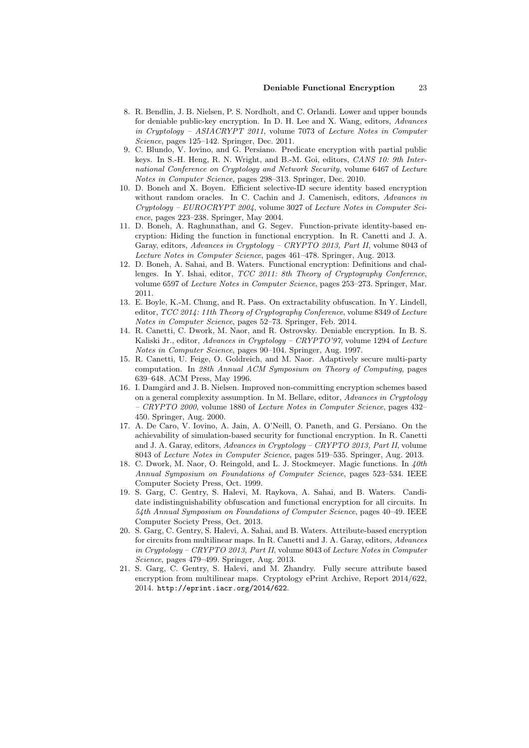8. R. Bendlin, J. B. Nielsen, P. S. Nordholt, and C. Orlandi. Lower and upper bounds for deniable public-key encryption. In D. H. Lee and X. Wang, editors, *Advances in Cryptology – ASIACRYPT 2011*, volume 7073 of *Lecture Notes in Computer Science*, pages 125–142. Springer, Dec. 2011.
9. C. Blundo, V. Iovino, and G. Persiano. Predicate encryption with partial public keys. In S.-H. Heng, R. N. Wright, and B.-M. Goi, editors, *CANS 10: 9th International Conference on Cryptology and Network Security*, volume 6467 of *Lecture Notes in Computer Science*, pages 298–313. Springer, Dec. 2010.
10. D. Boneh and X. Boyen. Efficient selective-ID secure identity based encryption without random oracles. In C. Cachin and J. Camenisch, editors, *Advances in Cryptology – EUROCRYPT 2004*, volume 3027 of *Lecture Notes in Computer Science*, pages 223–238. Springer, May 2004.
11. D. Boneh, A. Raghunathan, and G. Segev. Function-private identity-based encryption: Hiding the function in functional encryption. In R. Canetti and J. A. Garay, editors, *Advances in Cryptology – CRYPTO 2013, Part II*, volume 8043 of *Lecture Notes in Computer Science*, pages 461–478. Springer, Aug. 2013.
12. D. Boneh, A. Sahai, and B. Waters. Functional encryption: Definitions and challenges. In Y. Ishai, editor, *TCC 2011: 8th Theory of Cryptography Conference*, volume 6597 of *Lecture Notes in Computer Science*, pages 253–273. Springer, Mar. 2011.
13. E. Boyle, K.-M. Chung, and R. Pass. On extractability obfuscation. In Y. Lindell, editor, *TCC 2014: 11th Theory of Cryptography Conference*, volume 8349 of *Lecture Notes in Computer Science*, pages 52–73. Springer, Feb. 2014.
14. R. Canetti, C. Dwork, M. Naor, and R. Ostrovsky. Deniable encryption. In B. S. Kaliski Jr., editor, *Advances in Cryptology – CRYPTO'97*, volume 1294 of *Lecture Notes in Computer Science*, pages 90–104. Springer, Aug. 1997.
15. R. Canetti, U. Feige, O. Goldreich, and M. Naor. Adaptively secure multi-party computation. In *28th Annual ACM Symposium on Theory of Computing*, pages 639–648. ACM Press, May 1996.
16. I. Damgård and J. B. Nielsen. Improved non-committing encryption schemes based on a general complexity assumption. In M. Bellare, editor, *Advances in Cryptology – CRYPTO 2000*, volume 1880 of *Lecture Notes in Computer Science*, pages 432–450. Springer, Aug. 2000.
17. A. De Caro, V. Iovino, A. Jain, A. O'Neill, O. Paneth, and G. Persiano. On the achievability of simulation-based security for functional encryption. In R. Canetti and J. A. Garay, editors, *Advances in Cryptology – CRYPTO 2013, Part II*, volume 8043 of *Lecture Notes in Computer Science*, pages 519–535. Springer, Aug. 2013.
18. C. Dwork, M. Naor, O. Reingold, and L. J. Stockmeyer. Magic functions. In *40th Annual Symposium on Foundations of Computer Science*, pages 523–534. IEEE Computer Society Press, Oct. 1999.
19. S. Garg, C. Gentry, S. Halevi, M. Raykova, A. Sahai, and B. Waters. Candidate indistinguishability obfuscation and functional encryption for all circuits. In *54th Annual Symposium on Foundations of Computer Science*, pages 40–49. IEEE Computer Society Press, Oct. 2013.
20. S. Garg, C. Gentry, S. Halevi, A. Sahai, and B. Waters. Attribute-based encryption for circuits from multilinear maps. In R. Canetti and J. A. Garay, editors, *Advances in Cryptology – CRYPTO 2013, Part II*, volume 8043 of *Lecture Notes in Computer Science*, pages 479–499. Springer, Aug. 2013.
21. S. Garg, C. Gentry, S. Halevi, and M. Zhandry. Fully secure attribute based encryption from multilinear maps. Cryptology ePrint Archive, Report 2014/622, 2014. http://eprint.iacr.org/2014/622.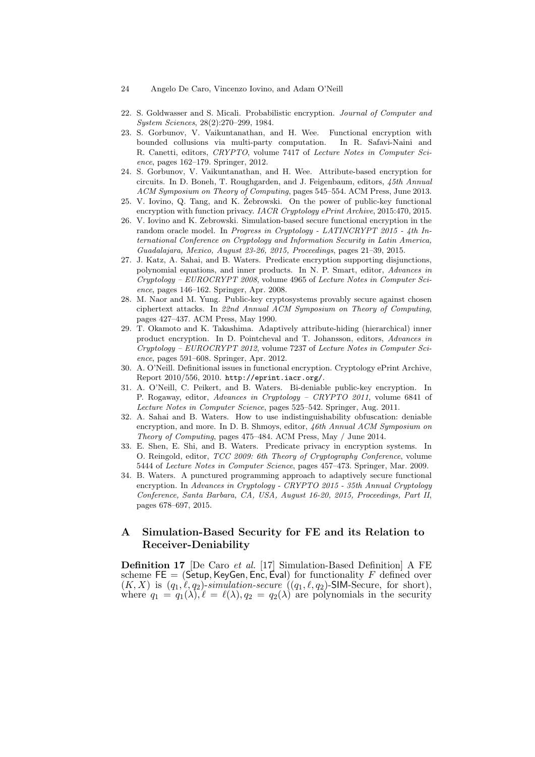22. S. Goldwasser and S. Micali. Probabilistic encryption. *Journal of Computer and System Sciences*, 28(2):270–299, 1984.
23. S. Gorbunov, V. Vaikuntanathan, and H. Wee. Functional encryption with bounded collusions via multi-party computation. In R. Safavi-Naini and R. Canetti, editors, *CRYPTO*, volume 7417 of *Lecture Notes in Computer Science*, pages 162–179. Springer, 2012.
24. S. Gorbunov, V. Vaikuntanathan, and H. Wee. Attribute-based encryption for circuits. In D. Boneh, T. Roughgarden, and J. Feigenbaum, editors, *45th Annual ACM Symposium on Theory of Computing*, pages 545–554. ACM Press, June 2013.
25. V. Iovino, Q. Tang, and K. Żebrowski. On the power of public-key functional encryption with function privacy. *IACR Cryptology ePrint Archive*, 2015:470, 2015.
26. V. Iovino and K. Zebrowski. Simulation-based secure functional encryption in the random oracle model. In *Progress in Cryptology - LATINCRYPT 2015 - 4th International Conference on Cryptology and Information Security in Latin America, Guadalajara, Mexico, August 23-26, 2015, Proceedings*, pages 21–39, 2015.
27. J. Katz, A. Sahai, and B. Waters. Predicate encryption supporting disjunctions, polynomial equations, and inner products. In N. P. Smart, editor, *Advances in Cryptology – EUROCRYPT 2008*, volume 4965 of *Lecture Notes in Computer Science*, pages 146–162. Springer, Apr. 2008.
28. M. Naor and M. Yung. Public-key cryptosystems provably secure against chosen ciphertext attacks. In *22nd Annual ACM Symposium on Theory of Computing*, pages 427–437. ACM Press, May 1990.
29. T. Okamoto and K. Takashima. Adaptively attribute-hiding (hierarchical) inner product encryption. In D. Pointcheval and T. Johansson, editors, *Advances in Cryptology – EUROCRYPT 2012*, volume 7237 of *Lecture Notes in Computer Science*, pages 591–608. Springer, Apr. 2012.
30. A. O'Neill. Definitional issues in functional encryption. Cryptology ePrint Archive, Report 2010/556, 2010. `http://eprint.iacr.org/`.
31. A. O'Neill, C. Peikert, and B. Waters. Bi-deniable public-key encryption. In P. Rogaway, editor, *Advances in Cryptology – CRYPTO 2011*, volume 6841 of *Lecture Notes in Computer Science*, pages 525–542. Springer, Aug. 2011.
32. A. Sahai and B. Waters. How to use indistinguishability obfuscation: deniable encryption, and more. In D. B. Shmoys, editor, *46th Annual ACM Symposium on Theory of Computing*, pages 475–484. ACM Press, May / June 2014.
33. E. Shen, E. Shi, and B. Waters. Predicate privacy in encryption systems. In O. Reingold, editor, *TCC 2009: 6th Theory of Cryptography Conference*, volume 5444 of *Lecture Notes in Computer Science*, pages 457–473. Springer, Mar. 2009.
34. B. Waters. A punctured programming approach to adaptively secure functional encryption. In *Advances in Cryptology - CRYPTO 2015 - 35th Annual Cryptology Conference, Santa Barbara, CA, USA, August 16-20, 2015, Proceedings, Part II*, pages 678–697, 2015.

# A Simulation-Based Security for FE and its Relation to Receiver-Deniability

**Definition 17** [De Caro *et al.* [17] Simulation-Based Definition] A FE scheme $\mathsf{FE} = (\mathsf{Setup}, \mathsf{KeyGen}, \mathsf{Enc}, \mathsf{Eval})$ for functionality $F$ defined over $(K, X)$ is $(q_1, \ell, q_2)$-*simulation-secure* ($(q_1, \ell, q_2)$-$\mathsf{SIM}$-Secure, for short), where $q_1 = q_1(\lambda), \ell = \ell(\lambda), q_2 = q_2(\lambda)$ are polynomials in the security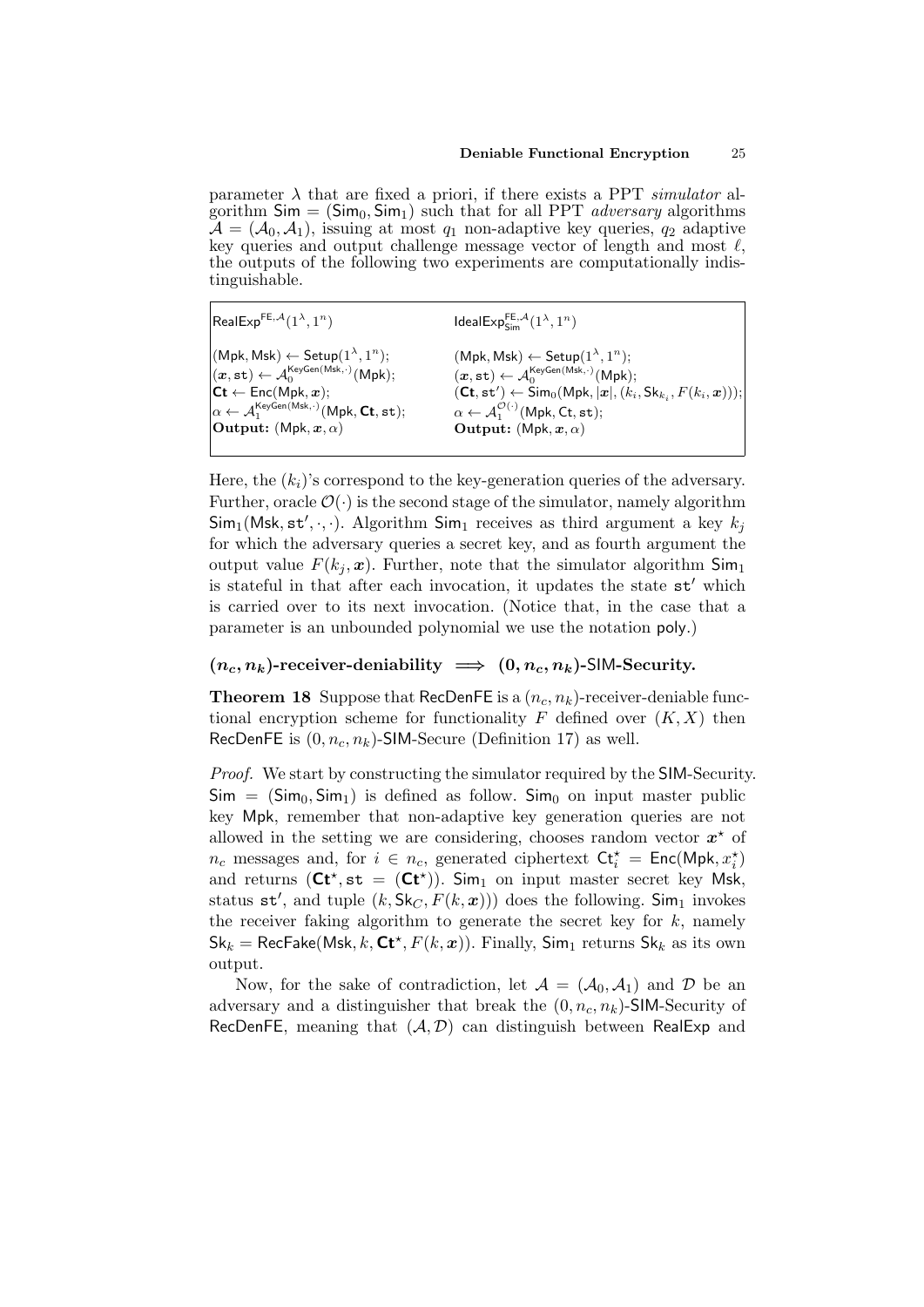parameter $\lambda$ that are fixed a priori, if there exists a PPT *simulator* algorithm $\mathsf{Sim} = (\mathsf{Sim}_0, \mathsf{Sim}_1)$ such that for all PPT *adversary* algorithms $\mathcal{A} = (\mathcal{A}_0, \mathcal{A}_1)$, issuing at most $q_1$ non-adaptive key queries, $q_2$ adaptive key queries and output challenge message vector of length and most $\ell$, the outputs of the following two experiments are computationally indistinguishable.

| $\mathsf{RealExp}^{\mathsf{FE},\mathcal{A}}(1^\lambda, 1^n)$ | $\mathsf{IdealExp}^{\mathsf{FE},\mathcal{A}}_{\mathsf{Sim}}(1^\lambda, 1^n)$ |
|---|---|
| $(\mathsf{Mpk}, \mathsf{Msk}) \leftarrow \mathsf{Setup}(1^\lambda, 1^n)$; | $(\mathsf{Mpk}, \mathsf{Msk}) \leftarrow \mathsf{Setup}(1^\lambda, 1^n)$; |
| $(\boldsymbol{x}, \mathtt{st}) \leftarrow \mathcal{A}_0^{\mathsf{KeyGen}(\mathsf{Msk},\cdot)}(\mathsf{Mpk})$; | $(\boldsymbol{x}, \mathtt{st}) \leftarrow \mathcal{A}_0^{\mathsf{KeyGen}(\mathsf{Msk},\cdot)}(\mathsf{Mpk})$; |
| $\mathbf{Ct} \leftarrow \mathsf{Enc}(\mathsf{Mpk}, \boldsymbol{x})$; | $(\mathbf{Ct}, \mathtt{st}') \leftarrow \mathsf{Sim}_0(\mathsf{Mpk}, \lvert\boldsymbol{x}\rvert, (k_i, \mathsf{Sk}_{k_i}, F(k_i, \boldsymbol{x})))$; |
| $\alpha \leftarrow \mathcal{A}_1^{\mathsf{KeyGen}(\mathsf{Msk},\cdot)}(\mathsf{Mpk}, \mathbf{Ct}, \mathtt{st})$; | $\alpha \leftarrow \mathcal{A}_1^{\mathcal{O}(\cdot)}(\mathsf{Mpk}, \mathsf{Ct}, \mathtt{st})$; |
| **Output:** $(\mathsf{Mpk}, \boldsymbol{x}, \alpha)$ | **Output:** $(\mathsf{Mpk}, \boldsymbol{x}, \alpha)$ |

Here, the $(k_i)$'s correspond to the key-generation queries of the adversary. Further, oracle $\mathcal{O}(\cdot)$ is the second stage of the simulator, namely algorithm $\mathsf{Sim}_1(\mathsf{Msk}, \mathtt{st}', \cdot, \cdot)$. Algorithm $\mathsf{Sim}_1$ receives as third argument a key $k_j$ for which the adversary queries a secret key, and as fourth argument the output value $F(k_j, \boldsymbol{x})$. Further, note that the simulator algorithm $\mathsf{Sim}_1$ is stateful in that after each invocation, it updates the state $\mathtt{st}'$ which is carried over to its next invocation. (Notice that, in the case that a parameter is an unbounded polynomial we use the notation $\mathsf{poly}$.)

### $(n_c, n_k)$-receiver-deniability $\implies$ $(0, n_c, n_k)$-SIM-Security.

**Theorem 18** Suppose that $\mathsf{RecDenFE}$ is a $(n_c, n_k)$-receiver-deniable functional encryption scheme for functionality $F$ defined over $(K, X)$ then $\mathsf{RecDenFE}$ is $(0, n_c, n_k)$-SIM-Secure (Definition 17) as well.

*Proof.* We start by constructing the simulator required by the SIM-Security. $\mathsf{Sim} = (\mathsf{Sim}_0, \mathsf{Sim}_1)$ is defined as follow. $\mathsf{Sim}_0$ on input master public key $\mathsf{Mpk}$, remember that non-adaptive key generation queries are not allowed in the setting we are considering, chooses random vector $\boldsymbol{x}^\star$ of $n_c$ messages and, for $i \in n_c$, generated ciphertext $\mathsf{Ct}_i^\star = \mathsf{Enc}(\mathsf{Mpk}, x_i^\star)$ and returns $(\mathbf{Ct}^\star, \mathtt{st} = (\mathbf{Ct}^\star))$. $\mathsf{Sim}_1$ on input master secret key $\mathsf{Msk}$, status $\mathtt{st}'$, and tuple $(k, \mathsf{Sk}_C, F(k, \boldsymbol{x}))$ does the following. $\mathsf{Sim}_1$ invokes the receiver faking algorithm to generate the secret key for $k$, namely $\mathsf{Sk}_k = \mathsf{RecFake}(\mathsf{Msk}, k, \mathbf{Ct}^\star, F(k, \boldsymbol{x}))$. Finally, $\mathsf{Sim}_1$ returns $\mathsf{Sk}_k$ as its own output.

Now, for the sake of contradiction, let $\mathcal{A} = (\mathcal{A}_0, \mathcal{A}_1)$ and $\mathcal{D}$ be an adversary and a distinguisher that break the $(0, n_c, n_k)$-SIM-Security of $\mathsf{RecDenFE}$, meaning that $(\mathcal{A}, \mathcal{D})$ can distinguish between $\mathsf{RealExp}$ and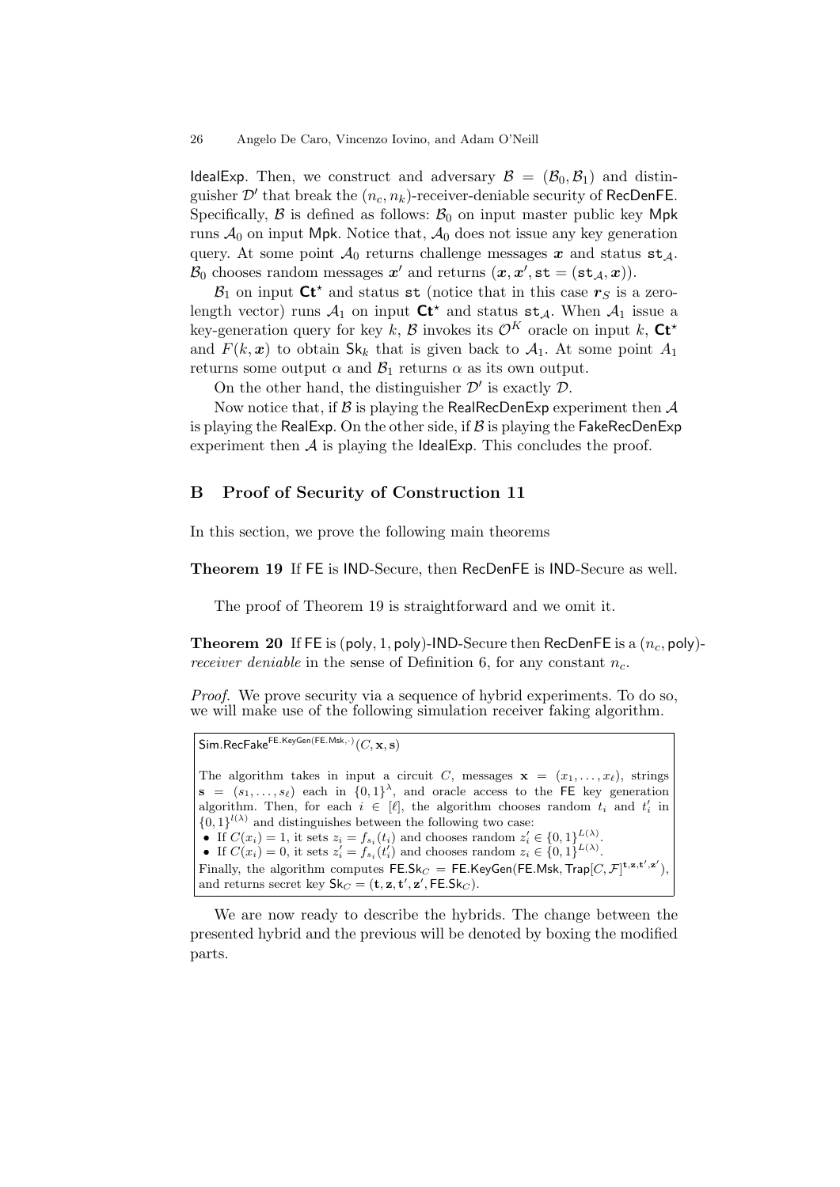IdealExp. Then, we construct and adversary $\mathcal{B} = (\mathcal{B}_0, \mathcal{B}_1)$ and distinguisher $\mathcal{D}'$ that break the $(n_c, n_k)$-receiver-deniable security of RecDenFE. Specifically, $\mathcal{B}$ is defined as follows: $\mathcal{B}_0$ on input master public key Mpk runs $\mathcal{A}_0$ on input Mpk. Notice that, $\mathcal{A}_0$ does not issue any key generation query. At some point $\mathcal{A}_0$ returns challenge messages $\boldsymbol{x}$ and status $\mathtt{st}_{\mathcal{A}}$. $\mathcal{B}_0$ chooses random messages $\boldsymbol{x}'$ and returns $(\boldsymbol{x}, \boldsymbol{x}', \mathtt{st} = (\mathtt{st}_{\mathcal{A}}, \boldsymbol{x}))$.

$\mathcal{B}_1$ on input $\mathsf{Ct}^\star$ and status $\mathtt{st}$ (notice that in this case $\boldsymbol{r}_S$ is a zero-length vector) runs $\mathcal{A}_1$ on input $\mathsf{Ct}^\star$ and status $\mathtt{st}_{\mathcal{A}}$. When $\mathcal{A}_1$ issue a key-generation query for key $k$, $\mathcal{B}$ invokes its $\mathcal{O}^K$ oracle on input $k$, $\mathsf{Ct}^\star$ and $F(k, \boldsymbol{x})$ to obtain $\mathsf{Sk}_k$ that is given back to $\mathcal{A}_1$. At some point $A_1$ returns some output $\alpha$ and $\mathcal{B}_1$ returns $\alpha$ as its own output.

On the other hand, the distinguisher $\mathcal{D}'$ is exactly $\mathcal{D}$.

Now notice that, if $\mathcal{B}$ is playing the RealRecDenExp experiment then $\mathcal{A}$ is playing the RealExp. On the other side, if $\mathcal{B}$ is playing the FakeRecDenExp experiment then $\mathcal{A}$ is playing the IdealExp. This concludes the proof.

## B Proof of Security of Construction 11

In this section, we prove the following main theorems

**Theorem 19** If FE is IND-Secure, then RecDenFE is IND-Secure as well.

The proof of Theorem 19 is straightforward and we omit it.

**Theorem 20** If FE is (poly, 1, poly)-IND-Secure then RecDenFE is a $(n_c, \mathsf{poly})$-*receiver deniable* in the sense of Definition 6, for any constant $n_c$.

*Proof.* We prove security via a sequence of hybrid experiments. To do so, we will make use of the following simulation receiver faking algorithm.

> $\mathsf{Sim.RecFake}^{\mathsf{FE.KeyGen(FE.Msk},\cdot)}(C, \mathbf{x}, \mathbf{s})$
>
> The algorithm takes in input a circuit $C$, messages $\mathbf{x} = (x_1, \ldots, x_\ell)$, strings $\mathbf{s} = (s_1, \ldots, s_\ell)$ each in $\{0,1\}^\lambda$, and oracle access to the FE key generation algorithm. Then, for each $i \in [\ell]$, the algorithm chooses random $t_i$ and $t'_i$ in $\{0,1\}^{l(\lambda)}$ and distinguishes between the following two case:
>
> - If $C(x_i) = 1$, it sets $z_i = f_{s_i}(t_i)$ and chooses random $z'_i \in \{0,1\}^{L(\lambda)}$.
> - If $C(x_i) = 0$, it sets $z'_i = f_{s_i}(t'_i)$ and chooses random $z_i \in \{0,1\}^{L(\lambda)}$.
>
> Finally, the algorithm computes $\mathsf{FE.Sk}_C = \mathsf{FE.KeyGen}(\mathsf{FE.Msk}, \mathsf{Trap}[C, \mathcal{F}]^{\mathbf{t},\mathbf{z},\mathbf{t}',\mathbf{z}'})$, and returns secret key $\mathsf{Sk}_C = (\mathbf{t}, \mathbf{z}, \mathbf{t}', \mathbf{z}', \mathsf{FE.Sk}_C)$.

We are now ready to describe the hybrids. The change between the presented hybrid and the previous will be denoted by boxing the modified parts.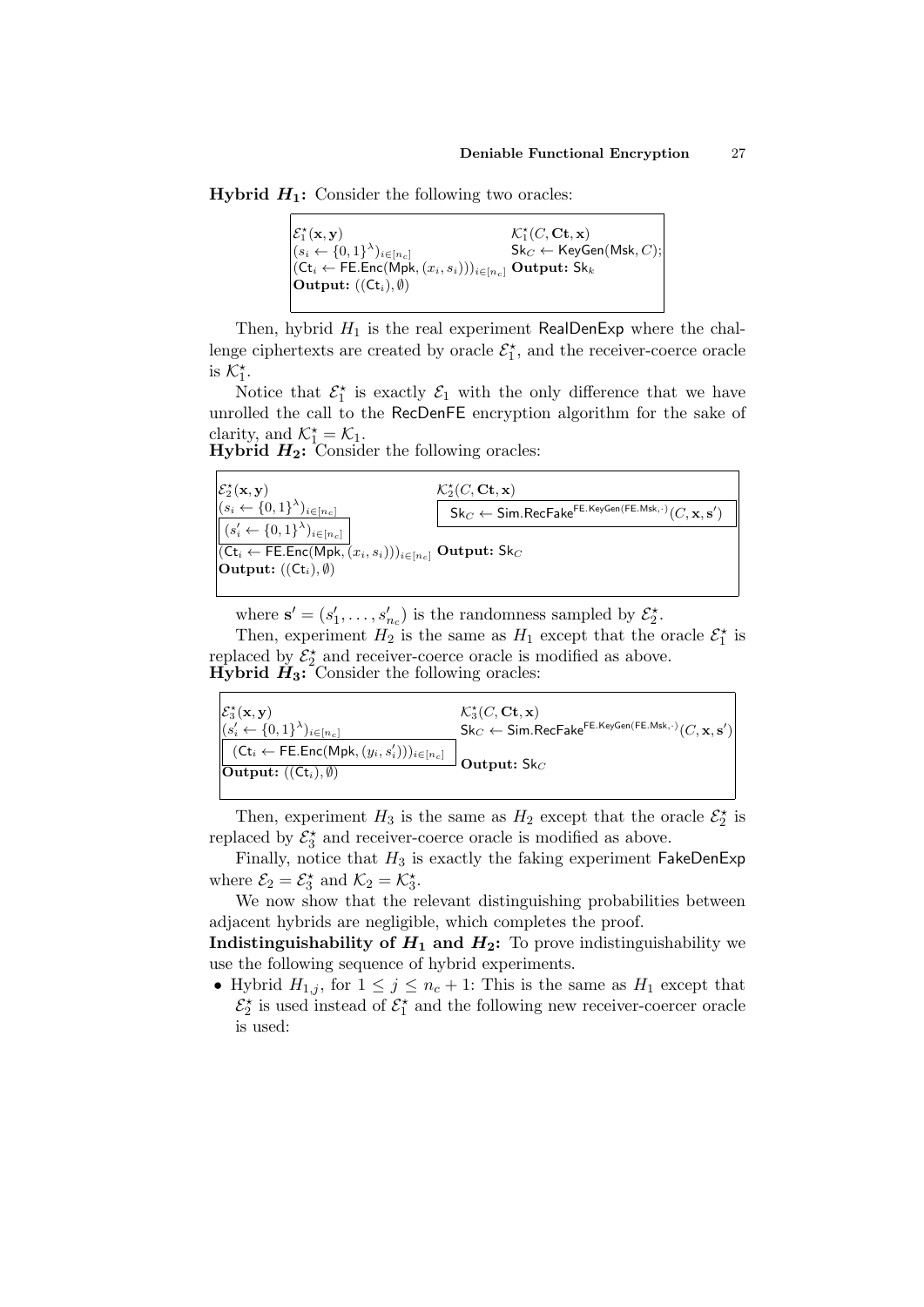**Hybrid $H_1$:** Consider the following two oracles:

| $\mathcal{E}_1^\star(\mathbf{x}, \mathbf{y})$ | $\mathcal{K}_1^\star(C, \mathbf{Ct}, \mathbf{x})$ |
|---|---|
| $(s_i \leftarrow \{0,1\}^\lambda)_{i \in [n_c]}$ | $\mathsf{Sk}_C \leftarrow \mathsf{KeyGen}(\mathsf{Msk}, C);$ |
| $(\mathsf{Ct}_i \leftarrow \mathsf{FE.Enc}(\mathsf{Mpk}, (x_i, s_i)))_{i \in [n_c]}$ | **Output:** $\mathsf{Sk}_k$ |
| **Output:** $((\mathsf{Ct}_i), \emptyset)$ | |

Then, hybrid $H_1$ is the real experiment $\mathsf{RealDenExp}$ where the challenge ciphertexts are created by oracle $\mathcal{E}_1^\star$, and the receiver-coerce oracle is $\mathcal{K}_1^\star$.

Notice that $\mathcal{E}_1^\star$ is exactly $\mathcal{E}_1$ with the only difference that we have unrolled the call to the $\mathsf{RecDenFE}$ encryption algorithm for the sake of clarity, and $\mathcal{K}_1^\star = \mathcal{K}_1$.

**Hybrid $H_2$:** Consider the following oracles:

| $\mathcal{E}_2^\star(\mathbf{x}, \mathbf{y})$ | $\mathcal{K}_2^\star(C, \mathbf{Ct}, \mathbf{x})$ |
|---|---|
| $(s_i \leftarrow \{0,1\}^\lambda)_{i \in [n_c]}$ | $\boxed{\mathsf{Sk}_C \leftarrow \mathsf{Sim.RecFake}^{\mathsf{FE.KeyGen}(\mathsf{FE.Msk}, \cdot)}(C, \mathbf{x}, \mathbf{s}')}$ |
| $\boxed{(s'_i \leftarrow \{0,1\}^\lambda)_{i \in [n_c]}}$ | |
| $(\mathsf{Ct}_i \leftarrow \mathsf{FE.Enc}(\mathsf{Mpk}, (x_i, s_i)))_{i \in [n_c]}$ | **Output:** $\mathsf{Sk}_C$ |
| **Output:** $((\mathsf{Ct}_i), \emptyset)$ | |

where $\mathbf{s}' = (s'_1, \ldots, s'_{n_c})$ is the randomness sampled by $\mathcal{E}_2^\star$.

Then, experiment $H_2$ is the same as $H_1$ except that the oracle $\mathcal{E}_1^\star$ is replaced by $\mathcal{E}_2^\star$ and receiver-coerce oracle is modified as above.

**Hybrid $H_3$:** Consider the following oracles:

| $\mathcal{E}_3^\star(\mathbf{x}, \mathbf{y})$ | $\mathcal{K}_3^\star(C, \mathbf{Ct}, \mathbf{x})$ |
|---|---|
| $(s'_i \leftarrow \{0,1\}^\lambda)_{i \in [n_c]}$ | $\mathsf{Sk}_C \leftarrow \mathsf{Sim.RecFake}^{\mathsf{FE.KeyGen}(\mathsf{FE.Msk}, \cdot)}(C, \mathbf{x}, \mathbf{s}')$ |
| $\boxed{(\mathsf{Ct}_i \leftarrow \mathsf{FE.Enc}(\mathsf{Mpk}, (y_i, s'_i)))_{i \in [n_c]}}$ | **Output:** $\mathsf{Sk}_C$ |
| **Output:** $((\mathsf{Ct}_i), \emptyset)$ | |

Then, experiment $H_3$ is the same as $H_2$ except that the oracle $\mathcal{E}_2^\star$ is replaced by $\mathcal{E}_3^\star$ and receiver-coerce oracle is modified as above.

Finally, notice that $H_3$ is exactly the faking experiment $\mathsf{FakeDenExp}$ where $\mathcal{E}_2 = \mathcal{E}_3^\star$ and $\mathcal{K}_2 = \mathcal{K}_3^\star$.

We now show that the relevant distinguishing probabilities between adjacent hybrids are negligible, which completes the proof.

**Indistinguishability of $H_1$ and $H_2$:** To prove indistinguishability we use the following sequence of hybrid experiments.

- Hybrid $H_{1,j}$, for $1 \leq j \leq n_c + 1$: This is the same as $H_1$ except that $\mathcal{E}_2^\star$ is used instead of $\mathcal{E}_1^\star$ and the following new receiver-coercer oracle is used: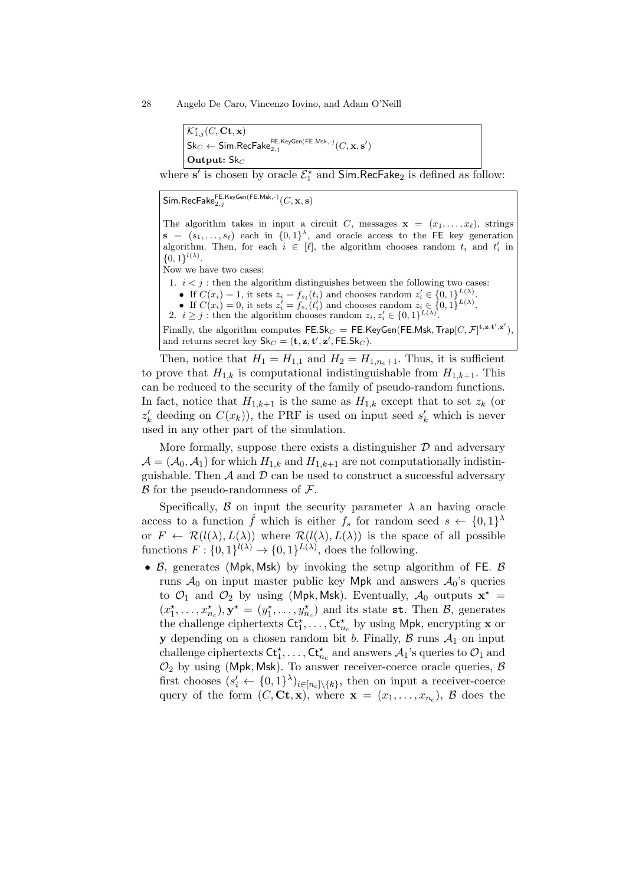$\mathcal{K}^{\star}_{1,j}(C, \mathbf{Ct}, \mathbf{x})$
$\mathsf{Sk}_C \leftarrow \mathsf{Sim.RecFake}_{2,j}^{\mathsf{FE.KeyGen}(\mathsf{FE.Msk},\cdot)}(C, \mathbf{x}, \mathbf{s}')$
**Output:** $\mathsf{Sk}_C$

where $\mathbf{s}'$ is chosen by oracle $\mathcal{E}^{\star}_1$ and $\mathsf{Sim.RecFake}_2$ is defined as follow:

$\mathsf{Sim.RecFake}_{2,j}^{\mathsf{FE.KeyGen}(\mathsf{FE.Msk},\cdot)}(C, \mathbf{x}, \mathbf{s})$

The algorithm takes in input a circuit $C$, messages $\mathbf{x} = (x_1, \ldots, x_\ell)$, strings $\mathbf{s} = (s_1, \ldots, s_\ell)$ each in $\{0,1\}^\lambda$, and oracle access to the FE key generation algorithm. Then, for each $i \in [\ell]$, the algorithm chooses random $t_i$ and $t'_i$ in $\{0,1\}^{l(\lambda)}$.
Now we have two cases:

1. $i < j$ : then the algorithm distinguishes between the following two cases:
   - If $C(x_i) = 1$, it sets $z_i = f_{s_i}(t_i)$ and chooses random $z'_i \in \{0,1\}^{L(\lambda)}$.
   - If $C(x_i) = 0$, it sets $z'_i = f_{s_i}(t'_i)$ and chooses random $z_i \in \{0,1\}^{L(\lambda)}$.
2. $i \geq j$ : then the algorithm chooses random $z_i, z'_i \in \{0,1\}^{L(\lambda)}$.

Finally, the algorithm computes $\mathsf{FE.Sk}_C = \mathsf{FE.KeyGen}(\mathsf{FE.Msk}, \mathsf{Trap}[C, \mathcal{F}]^{\mathbf{t},\mathbf{z},\mathbf{t}',\mathbf{z}'})$, and returns secret key $\mathsf{Sk}_C = (\mathbf{t}, \mathbf{z}, \mathbf{t}', \mathbf{z}', \mathsf{FE.Sk}_C)$.

Then, notice that $H_1 = H_{1,1}$ and $H_2 = H_{1,n_c+1}$. Thus, it is sufficient to prove that $H_{1,k}$ is computational indistinguishable from $H_{1,k+1}$. This can be reduced to the security of the family of pseudo-random functions. In fact, notice that $H_{1,k+1}$ is the same as $H_{1,k}$ except that to set $z_k$ (or $z'_k$ deeding on $C(x_k)$), the PRF is used on input seed $s'_k$ which is never used in any other part of the simulation.

More formally, suppose there exists a distinguisher $\mathcal{D}$ and adversary $\mathcal{A} = (\mathcal{A}_0, \mathcal{A}_1)$ for which $H_{1,k}$ and $H_{1,k+1}$ are not computationally indistinguishable. Then $\mathcal{A}$ and $\mathcal{D}$ can be used to construct a successful adversary $\mathcal{B}$ for the pseudo-randomness of $\mathcal{F}$.

Specifically, $\mathcal{B}$ on input the security parameter $\lambda$ an having oracle access to a function $\hat{f}$ which is either $f_s$ for random seed $s \leftarrow \{0,1\}^\lambda$ or $F \leftarrow \mathcal{R}(l(\lambda), L(\lambda))$ where $\mathcal{R}(l(\lambda), L(\lambda))$ is the space of all possible functions $F : \{0,1\}^{l(\lambda)} \rightarrow \{0,1\}^{L(\lambda)}$, does the following.

- $\mathcal{B}$, generates $(\mathsf{Mpk}, \mathsf{Msk})$ by invoking the setup algorithm of FE. $\mathcal{B}$ runs $\mathcal{A}_0$ on input master public key $\mathsf{Mpk}$ and answers $\mathcal{A}_0$'s queries to $\mathcal{O}_1$ and $\mathcal{O}_2$ by using $(\mathsf{Mpk}, \mathsf{Msk})$. Eventually, $\mathcal{A}_0$ outputs $\mathbf{x}^{\star} = (x^{\star}_1, \ldots, x^{\star}_{n_c}), \mathbf{y}^{\star} = (y^{\star}_1, \ldots, y^{\star}_{n_c})$ and its state $\mathtt{st}$. Then $\mathcal{B}$, generates the challenge ciphertexts $\mathsf{Ct}^{\star}_1, \ldots, \mathsf{Ct}^{\star}_{n_c}$ by using $\mathsf{Mpk}$, encrypting $\mathbf{x}$ or $\mathbf{y}$ depending on a chosen random bit $b$. Finally, $\mathcal{B}$ runs $\mathcal{A}_1$ on input challenge ciphertexts $\mathsf{Ct}^{\star}_1, \ldots, \mathsf{Ct}^{\star}_{n_c}$ and answers $\mathcal{A}_1$'s queries to $\mathcal{O}_1$ and $\mathcal{O}_2$ by using $(\mathsf{Mpk}, \mathsf{Msk})$. To answer receiver-coerce oracle queries, $\mathcal{B}$ first chooses $(s'_i \leftarrow \{0,1\}^\lambda)_{i \in [n_c] \setminus \{k\}}$, then on input a receiver-coerce query of the form $(C, \mathbf{Ct}, \mathbf{x})$, where $\mathbf{x} = (x_1, \ldots, x_{n_c})$, $\mathcal{B}$ does the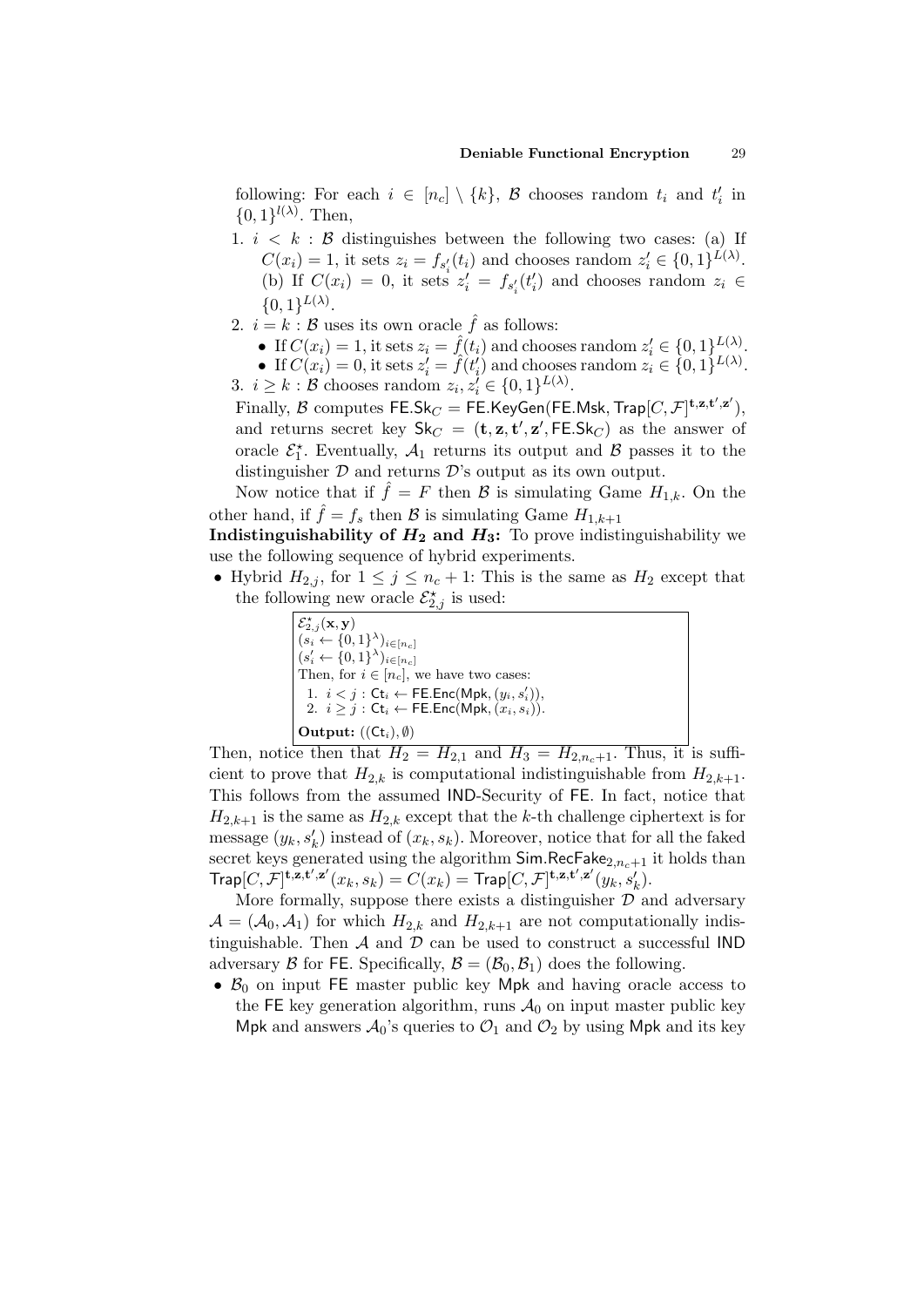following: For each $i \in [n_c] \setminus \{k\}$, $\mathcal{B}$ chooses random $t_i$ and $t'_i$ in $\{0,1\}^{l(\lambda)}$. Then,

1. $i < k$ : $\mathcal{B}$ distinguishes between the following two cases: (a) If $C(x_i) = 1$, it sets $z_i = f_{s'_i}(t_i)$ and chooses random $z'_i \in \{0,1\}^{L(\lambda)}$. (b) If $C(x_i) = 0$, it sets $z'_i = f_{s'_i}(t'_i)$ and chooses random $z_i \in \{0,1\}^{L(\lambda)}$.
2. $i = k$ : $\mathcal{B}$ uses its own oracle $\hat{f}$ as follows:
   - If $C(x_i) = 1$, it sets $z_i = \hat{f}(t_i)$ and chooses random $z'_i \in \{0,1\}^{L(\lambda)}$.
   - If $C(x_i) = 0$, it sets $z'_i = \hat{f}(t'_i)$ and chooses random $z_i \in \{0,1\}^{L(\lambda)}$.
3. $i \geq k$ : $\mathcal{B}$ chooses random $z_i, z'_i \in \{0,1\}^{L(\lambda)}$.

Finally, $\mathcal{B}$ computes $\mathsf{FE.Sk}_C = \mathsf{FE.KeyGen}(\mathsf{FE.Msk}, \mathsf{Trap}[C, \mathcal{F}]^{\mathbf{t},\mathbf{z},\mathbf{t}',\mathbf{z}'})$, and returns secret key $\mathsf{Sk}_C = (\mathbf{t}, \mathbf{z}, \mathbf{t}', \mathbf{z}', \mathsf{FE.Sk}_C)$ as the answer of oracle $\mathcal{E}^\star_1$. Eventually, $\mathcal{A}_1$ returns its output and $\mathcal{B}$ passes it to the distinguisher $\mathcal{D}$ and returns $\mathcal{D}$'s output as its own output.

Now notice that if $\hat{f} = F$ then $\mathcal{B}$ is simulating Game $H_{1,k}$. On the other hand, if $\hat{f} = f_s$ then $\mathcal{B}$ is simulating Game $H_{1,k+1}$

**Indistinguishability of $H_2$ and $H_3$:** To prove indistinguishability we use the following sequence of hybrid experiments.

- Hybrid $H_{2,j}$, for $1 \leq j \leq n_c + 1$: This is the same as $H_2$ except that the following new oracle $\mathcal{E}^\star_{2,j}$ is used:

> $\mathcal{E}^\star_{2,j}(\mathbf{x}, \mathbf{y})$
> $(s_i \leftarrow \{0,1\}^\lambda)_{i \in [n_c]}$
> $(s'_i \leftarrow \{0,1\}^\lambda)_{i \in [n_c]}$
> Then, for $i \in [n_c]$, we have two cases:
> 1. $i < j$ : $\mathsf{Ct}_i \leftarrow \mathsf{FE.Enc}(\mathsf{Mpk}, (y_i, s'_i))$,
> 2. $i \geq j$ : $\mathsf{Ct}_i \leftarrow \mathsf{FE.Enc}(\mathsf{Mpk}, (x_i, s_i))$.
>
> **Output:** $((\mathsf{Ct}_i), \emptyset)$

Then, notice then that $H_2 = H_{2,1}$ and $H_3 = H_{2,n_c+1}$. Thus, it is sufficient to prove that $H_{2,k}$ is computational indistinguishable from $H_{2,k+1}$. This follows from the assumed IND-Security of FE. In fact, notice that $H_{2,k+1}$ is the same as $H_{2,k}$ except that the $k$-th challenge ciphertext is for message $(y_k, s'_k)$ instead of $(x_k, s_k)$. Moreover, notice that for all the faked secret keys generated using the algorithm $\mathsf{Sim.RecFake}_{2,n_c+1}$ it holds than $\mathsf{Trap}[C, \mathcal{F}]^{\mathbf{t},\mathbf{z},\mathbf{t}',\mathbf{z}'}(x_k, s_k) = C(x_k) = \mathsf{Trap}[C, \mathcal{F}]^{\mathbf{t},\mathbf{z},\mathbf{t}',\mathbf{z}'}(y_k, s'_k)$.

More formally, suppose there exists a distinguisher $\mathcal{D}$ and adversary $\mathcal{A} = (\mathcal{A}_0, \mathcal{A}_1)$ for which $H_{2,k}$ and $H_{2,k+1}$ are not computationally indistinguishable. Then $\mathcal{A}$ and $\mathcal{D}$ can be used to construct a successful IND adversary $\mathcal{B}$ for FE. Specifically, $\mathcal{B} = (\mathcal{B}_0, \mathcal{B}_1)$ does the following.

- $\mathcal{B}_0$ on input FE master public key Mpk and having oracle access to the FE key generation algorithm, runs $\mathcal{A}_0$ on input master public key Mpk and answers $\mathcal{A}_0$'s queries to $\mathcal{O}_1$ and $\mathcal{O}_2$ by using Mpk and its key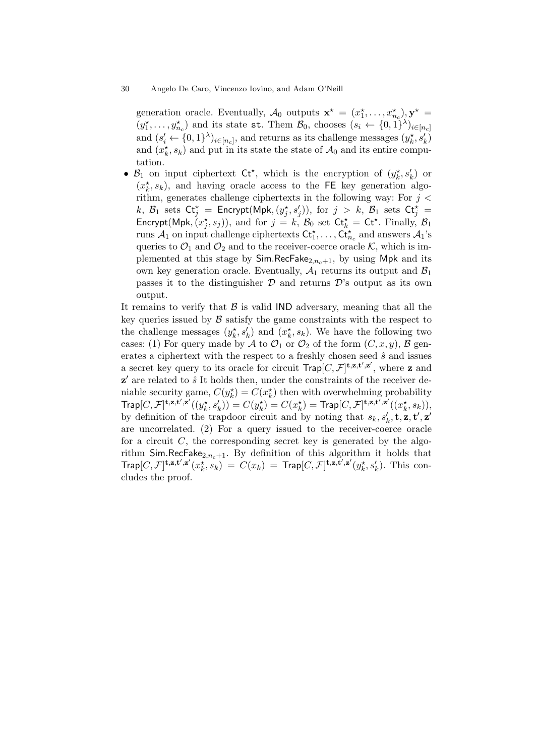generation oracle. Eventually, $\mathcal{A}_0$ outputs $\mathbf{x}^\star = (x_1^\star, \ldots, x_{n_c}^\star), \mathbf{y}^\star = (y_1^\star, \ldots, y_{n_c}^\star)$ and its state $\mathtt{st}$. Them $\mathcal{B}_0$, chooses $(s_i \leftarrow \{0,1\}^\lambda)_{i\in[n_c]}$ and $(s_i' \leftarrow \{0,1\}^\lambda)_{i\in[n_c]}$, and returns as its challenge messages $(y_k^\star, s_k')$ and $(x_k^\star, s_k)$ and put in its state the state of $\mathcal{A}_0$ and its entire computation.

- $\mathcal{B}_1$ on input ciphertext $\mathsf{Ct}^\star$, which is the encryption of $(y_k^\star, s_k')$ or $(x_k^\star, s_k)$, and having oracle access to the $\mathsf{FE}$ key generation algorithm, generates challenge ciphertexts in the following way: For $j < k$, $\mathcal{B}_1$ sets $\mathsf{Ct}_j^\star = \mathsf{Encrypt}(\mathsf{Mpk}, (y_j^\star, s_j'))$, for $j > k$, $\mathcal{B}_1$ sets $\mathsf{Ct}_j^\star = \mathsf{Encrypt}(\mathsf{Mpk}, (x_j^\star, s_j))$, and for $j = k$, $\mathcal{B}_0$ set $\mathsf{Ct}_k^\star = \mathsf{Ct}^\star$. Finally, $\mathcal{B}_1$ runs $\mathcal{A}_1$ on input challenge ciphertexts $\mathsf{Ct}_1^\star, \ldots, \mathsf{Ct}_{n_c}^\star$ and answers $\mathcal{A}_1$'s queries to $\mathcal{O}_1$ and $\mathcal{O}_2$ and to the receiver-coerce oracle $\mathcal{K}$, which is implemented at this stage by $\mathsf{Sim.RecFake}_{2,n_c+1}$, by using $\mathsf{Mpk}$ and its own key generation oracle. Eventually, $\mathcal{A}_1$ returns its output and $\mathcal{B}_1$ passes it to the distinguisher $\mathcal{D}$ and returns $\mathcal{D}$'s output as its own output.

It remains to verify that $\mathcal{B}$ is valid $\mathsf{IND}$ adversary, meaning that all the key queries issued by $\mathcal{B}$ satisfy the game constraints with the respect to the challenge messages $(y_k^\star, s_k')$ and $(x_k^\star, s_k)$. We have the following two cases: (1) For query made by $\mathcal{A}$ to $\mathcal{O}_1$ or $\mathcal{O}_2$ of the form $(C, x, y)$, $\mathcal{B}$ generates a ciphertext with the respect to a freshly chosen seed $\hat{s}$ and issues a secret key query to its oracle for circuit $\mathsf{Trap}[C, \mathcal{F}]^{\mathbf{t},\mathbf{z},\mathbf{t}',\mathbf{z}'}$, where $\mathbf{z}$ and $\mathbf{z}'$ are related to $\hat{s}$ It holds then, under the constraints of the receiver deniable security game, $C(y_k^\star) = C(x_k^\star)$ then with overwhelming probability $\mathsf{Trap}[C, \mathcal{F}]^{\mathbf{t},\mathbf{z},\mathbf{t}',\mathbf{z}'}((y_k^\star, s_k')) = C(y_k^\star) = C(x_k^\star) = \mathsf{Trap}[C, \mathcal{F}]^{\mathbf{t},\mathbf{z},\mathbf{t}',\mathbf{z}'}((x_k^\star, s_k))$, by definition of the trapdoor circuit and by noting that $s_k, s_k', \mathbf{t}, \mathbf{z}, \mathbf{t}', \mathbf{z}'$ are uncorrelated. (2) For a query issued to the receiver-coerce oracle for a circuit $C$, the corresponding secret key is generated by the algorithm $\mathsf{Sim.RecFake}_{2,n_c+1}$. By definition of this algorithm it holds that $\mathsf{Trap}[C, \mathcal{F}]^{\mathbf{t},\mathbf{z},\mathbf{t}',\mathbf{z}'}(x_k^\star, s_k) = C(x_k) = \mathsf{Trap}[C, \mathcal{F}]^{\mathbf{t},\mathbf{z},\mathbf{t}',\mathbf{z}'}(y_k^\star, s_k')$. This concludes the proof.